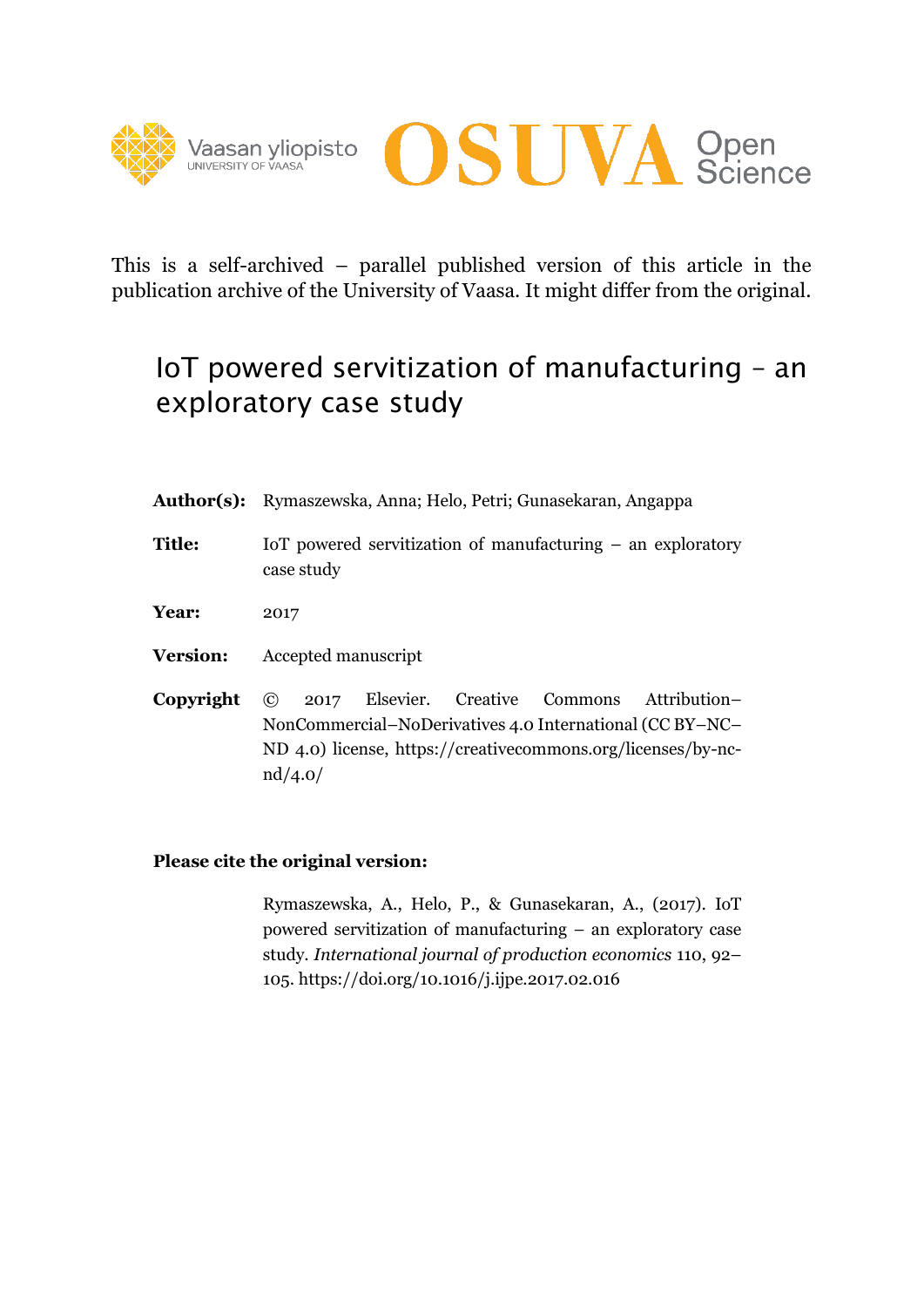This is a self-archived – parallel published version of this article in the publication archive of the University of Vaasa. It might differ from the original.

# IoT powered servitization of manufacturing – an exploratory case study

**Author(s):** Rymaszewska, Anna; Helo, Petri; Gunasekaran, Angappa

**Title:** IoT powered servitization of manufacturing – an exploratory case study

**Year:** 2017

**Version:** Accepted manuscript

**Copyright** © 2017 Elsevier. Creative Commons Attribution–NonCommercial–NoDerivatives 4.0 International (CC BY–NC–ND 4.0) license, https://creativecommons.org/licenses/by-nc-nd/4.0/

**Please cite the original version:**

Rymaszewska, A., Helo, P., & Gunasekaran, A., (2017). IoT powered servitization of manufacturing – an exploratory case study. *International journal of production economics* 110, 92–105. https://doi.org/10.1016/j.ijpe.2017.02.016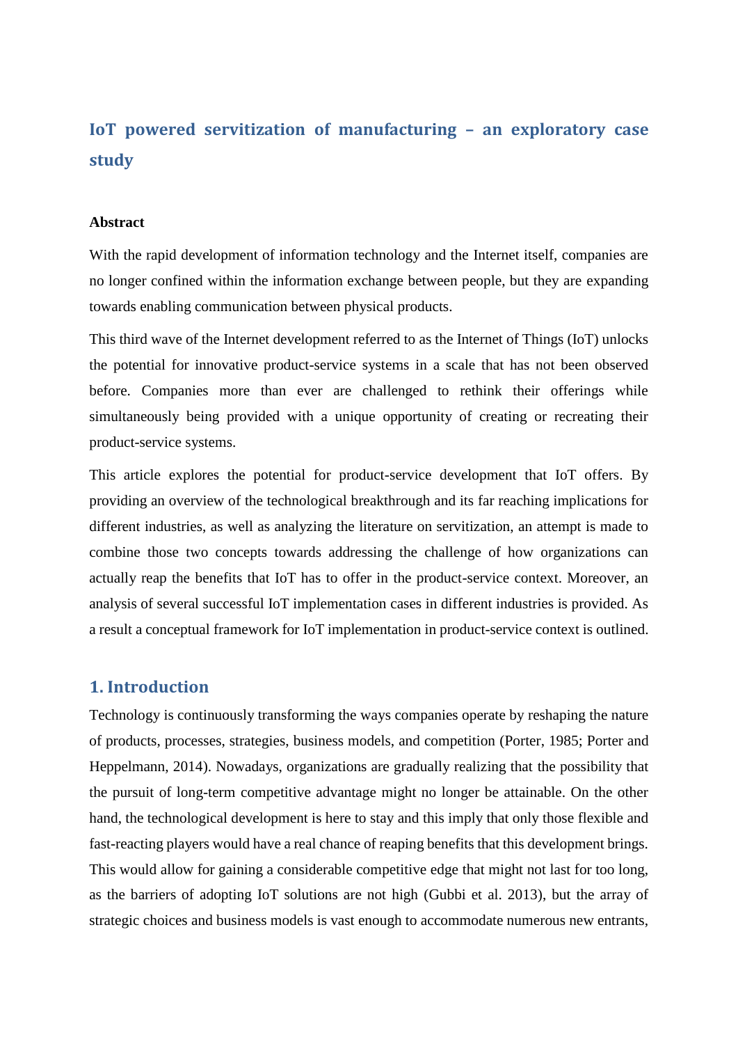# IoT powered servitization of manufacturing – an exploratory case study

**Abstract**

With the rapid development of information technology and the Internet itself, companies are no longer confined within the information exchange between people, but they are expanding towards enabling communication between physical products.

This third wave of the Internet development referred to as the Internet of Things (IoT) unlocks the potential for innovative product-service systems in a scale that has not been observed before. Companies more than ever are challenged to rethink their offerings while simultaneously being provided with a unique opportunity of creating or recreating their product-service systems.

This article explores the potential for product-service development that IoT offers. By providing an overview of the technological breakthrough and its far reaching implications for different industries, as well as analyzing the literature on servitization, an attempt is made to combine those two concepts towards addressing the challenge of how organizations can actually reap the benefits that IoT has to offer in the product-service context. Moreover, an analysis of several successful IoT implementation cases in different industries is provided. As a result a conceptual framework for IoT implementation in product-service context is outlined.

## 1. Introduction

Technology is continuously transforming the ways companies operate by reshaping the nature of products, processes, strategies, business models, and competition (Porter, 1985; Porter and Heppelmann, 2014). Nowadays, organizations are gradually realizing that the possibility that the pursuit of long-term competitive advantage might no longer be attainable. On the other hand, the technological development is here to stay and this imply that only those flexible and fast-reacting players would have a real chance of reaping benefits that this development brings. This would allow for gaining a considerable competitive edge that might not last for too long, as the barriers of adopting IoT solutions are not high (Gubbi et al. 2013), but the array of strategic choices and business models is vast enough to accommodate numerous new entrants,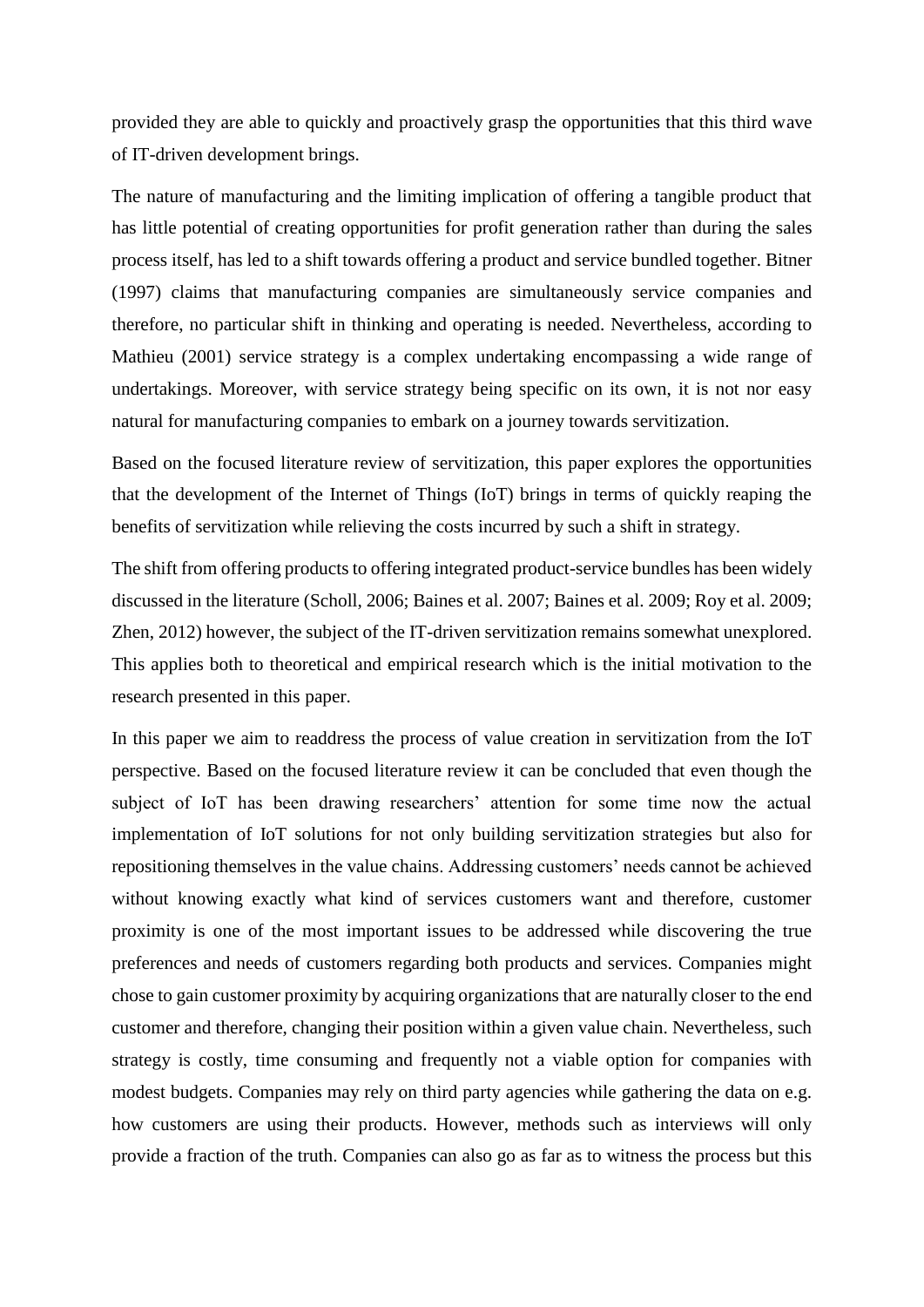provided they are able to quickly and proactively grasp the opportunities that this third wave of IT-driven development brings.

The nature of manufacturing and the limiting implication of offering a tangible product that has little potential of creating opportunities for profit generation rather than during the sales process itself, has led to a shift towards offering a product and service bundled together. Bitner (1997) claims that manufacturing companies are simultaneously service companies and therefore, no particular shift in thinking and operating is needed. Nevertheless, according to Mathieu (2001) service strategy is a complex undertaking encompassing a wide range of undertakings. Moreover, with service strategy being specific on its own, it is not nor easy natural for manufacturing companies to embark on a journey towards servitization.

Based on the focused literature review of servitization, this paper explores the opportunities that the development of the Internet of Things (IoT) brings in terms of quickly reaping the benefits of servitization while relieving the costs incurred by such a shift in strategy.

The shift from offering products to offering integrated product-service bundles has been widely discussed in the literature (Scholl, 2006; Baines et al. 2007; Baines et al. 2009; Roy et al. 2009; Zhen, 2012) however, the subject of the IT-driven servitization remains somewhat unexplored. This applies both to theoretical and empirical research which is the initial motivation to the research presented in this paper.

In this paper we aim to readdress the process of value creation in servitization from the IoT perspective. Based on the focused literature review it can be concluded that even though the subject of IoT has been drawing researchers' attention for some time now the actual implementation of IoT solutions for not only building servitization strategies but also for repositioning themselves in the value chains. Addressing customers' needs cannot be achieved without knowing exactly what kind of services customers want and therefore, customer proximity is one of the most important issues to be addressed while discovering the true preferences and needs of customers regarding both products and services. Companies might chose to gain customer proximity by acquiring organizations that are naturally closer to the end customer and therefore, changing their position within a given value chain. Nevertheless, such strategy is costly, time consuming and frequently not a viable option for companies with modest budgets. Companies may rely on third party agencies while gathering the data on e.g. how customers are using their products. However, methods such as interviews will only provide a fraction of the truth. Companies can also go as far as to witness the process but this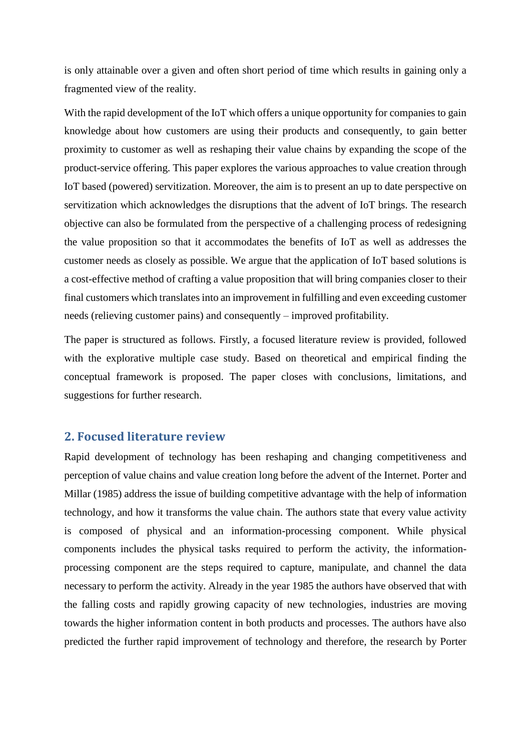is only attainable over a given and often short period of time which results in gaining only a fragmented view of the reality.

With the rapid development of the IoT which offers a unique opportunity for companies to gain knowledge about how customers are using their products and consequently, to gain better proximity to customer as well as reshaping their value chains by expanding the scope of the product-service offering. This paper explores the various approaches to value creation through IoT based (powered) servitization. Moreover, the aim is to present an up to date perspective on servitization which acknowledges the disruptions that the advent of IoT brings. The research objective can also be formulated from the perspective of a challenging process of redesigning the value proposition so that it accommodates the benefits of IoT as well as addresses the customer needs as closely as possible. We argue that the application of IoT based solutions is a cost-effective method of crafting a value proposition that will bring companies closer to their final customers which translates into an improvement in fulfilling and even exceeding customer needs (relieving customer pains) and consequently – improved profitability.

The paper is structured as follows. Firstly, a focused literature review is provided, followed with the explorative multiple case study. Based on theoretical and empirical finding the conceptual framework is proposed. The paper closes with conclusions, limitations, and suggestions for further research.

## 2. Focused literature review

Rapid development of technology has been reshaping and changing competitiveness and perception of value chains and value creation long before the advent of the Internet. Porter and Millar (1985) address the issue of building competitive advantage with the help of information technology, and how it transforms the value chain. The authors state that every value activity is composed of physical and an information-processing component. While physical components includes the physical tasks required to perform the activity, the information-processing component are the steps required to capture, manipulate, and channel the data necessary to perform the activity. Already in the year 1985 the authors have observed that with the falling costs and rapidly growing capacity of new technologies, industries are moving towards the higher information content in both products and processes. The authors have also predicted the further rapid improvement of technology and therefore, the research by Porter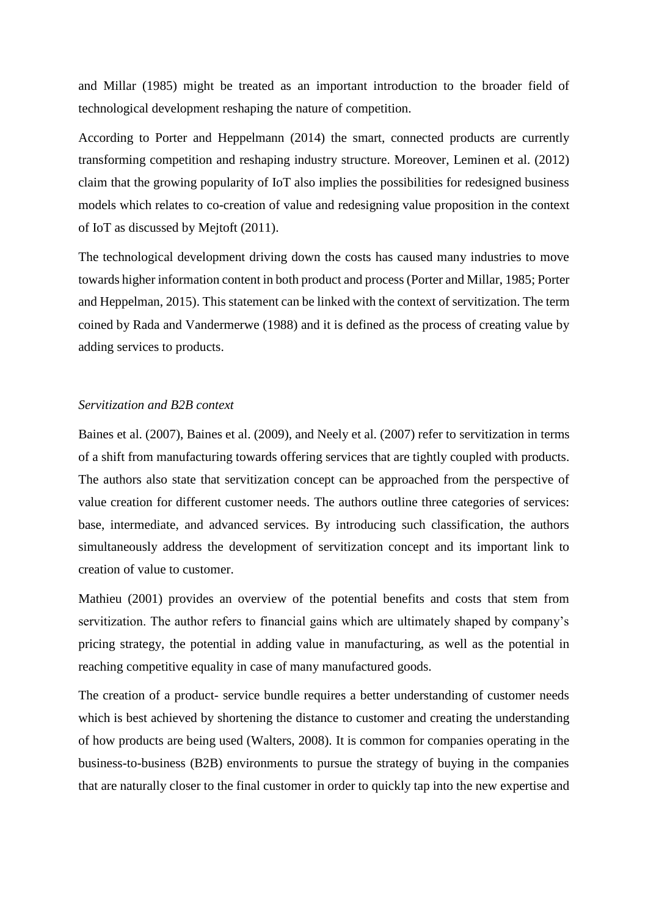and Millar (1985) might be treated as an important introduction to the broader field of technological development reshaping the nature of competition.

According to Porter and Heppelmann (2014) the smart, connected products are currently transforming competition and reshaping industry structure. Moreover, Leminen et al. (2012) claim that the growing popularity of IoT also implies the possibilities for redesigned business models which relates to co-creation of value and redesigning value proposition in the context of IoT as discussed by Mejtoft (2011).

The technological development driving down the costs has caused many industries to move towards higher information content in both product and process (Porter and Millar, 1985; Porter and Heppelman, 2015). This statement can be linked with the context of servitization. The term coined by Rada and Vandermerwe (1988) and it is defined as the process of creating value by adding services to products.

*Servitization and B2B context*

Baines et al. (2007), Baines et al. (2009), and Neely et al. (2007) refer to servitization in terms of a shift from manufacturing towards offering services that are tightly coupled with products. The authors also state that servitization concept can be approached from the perspective of value creation for different customer needs. The authors outline three categories of services: base, intermediate, and advanced services. By introducing such classification, the authors simultaneously address the development of servitization concept and its important link to creation of value to customer.

Mathieu (2001) provides an overview of the potential benefits and costs that stem from servitization. The author refers to financial gains which are ultimately shaped by company's pricing strategy, the potential in adding value in manufacturing, as well as the potential in reaching competitive equality in case of many manufactured goods.

The creation of a product- service bundle requires a better understanding of customer needs which is best achieved by shortening the distance to customer and creating the understanding of how products are being used (Walters, 2008). It is common for companies operating in the business-to-business (B2B) environments to pursue the strategy of buying in the companies that are naturally closer to the final customer in order to quickly tap into the new expertise and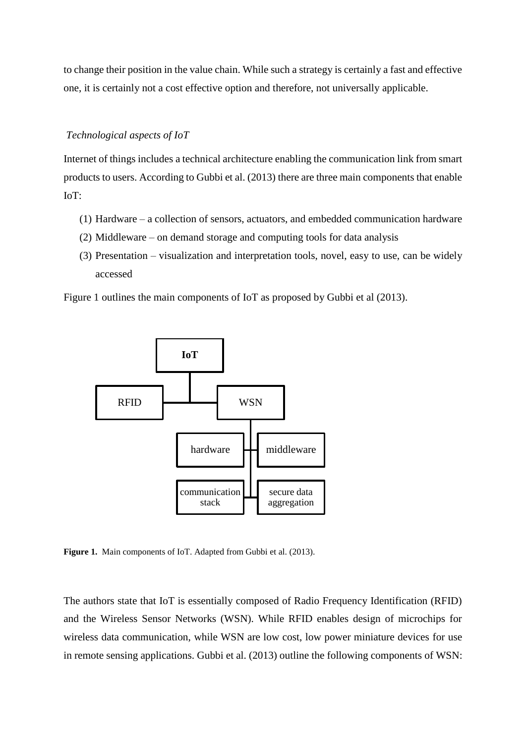to change their position in the value chain. While such a strategy is certainly a fast and effective one, it is certainly not a cost effective option and therefore, not universally applicable.

*Technological aspects of IoT*

Internet of things includes a technical architecture enabling the communication link from smart products to users. According to Gubbi et al. (2013) there are three main components that enable IoT:

(1) Hardware – a collection of sensors, actuators, and embedded communication hardware
(2) Middleware – on demand storage and computing tools for data analysis
(3) Presentation – visualization and interpretation tools, novel, easy to use, can be widely accessed

Figure 1 outlines the main components of IoT as proposed by Gubbi et al (2013).

**Figure 1.** Main components of IoT. Adapted from Gubbi et al. (2013).

The authors state that IoT is essentially composed of Radio Frequency Identification (RFID) and the Wireless Sensor Networks (WSN). While RFID enables design of microchips for wireless data communication, while WSN are low cost, low power miniature devices for use in remote sensing applications. Gubbi et al. (2013) outline the following components of WSN: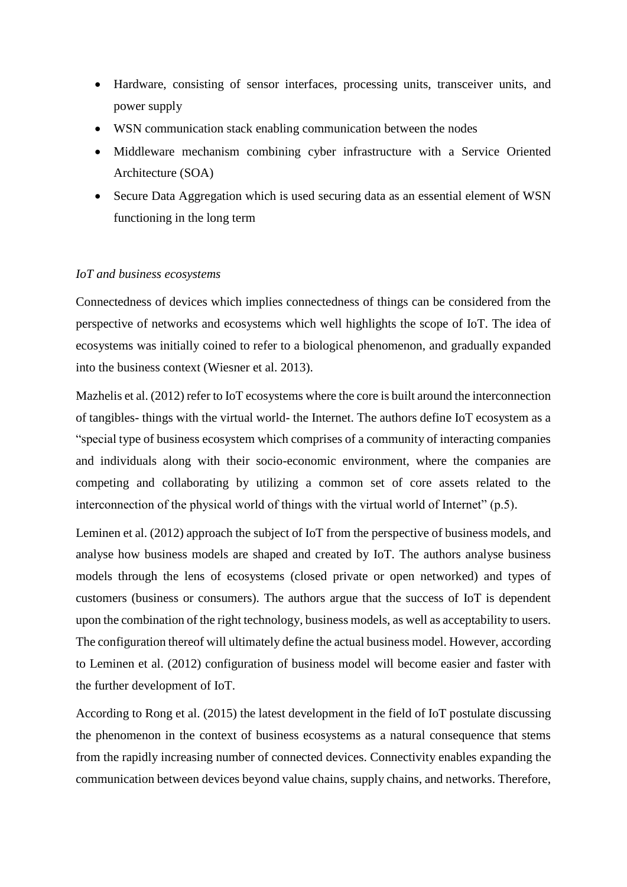- Hardware, consisting of sensor interfaces, processing units, transceiver units, and power supply
- WSN communication stack enabling communication between the nodes
- Middleware mechanism combining cyber infrastructure with a Service Oriented Architecture (SOA)
- Secure Data Aggregation which is used securing data as an essential element of WSN functioning in the long term

*IoT and business ecosystems*

Connectedness of devices which implies connectedness of things can be considered from the perspective of networks and ecosystems which well highlights the scope of IoT. The idea of ecosystems was initially coined to refer to a biological phenomenon, and gradually expanded into the business context (Wiesner et al. 2013).

Mazhelis et al. (2012) refer to IoT ecosystems where the core is built around the interconnection of tangibles- things with the virtual world- the Internet. The authors define IoT ecosystem as a "special type of business ecosystem which comprises of a community of interacting companies and individuals along with their socio-economic environment, where the companies are competing and collaborating by utilizing a common set of core assets related to the interconnection of the physical world of things with the virtual world of Internet" (p.5).

Leminen et al. (2012) approach the subject of IoT from the perspective of business models, and analyse how business models are shaped and created by IoT. The authors analyse business models through the lens of ecosystems (closed private or open networked) and types of customers (business or consumers). The authors argue that the success of IoT is dependent upon the combination of the right technology, business models, as well as acceptability to users. The configuration thereof will ultimately define the actual business model. However, according to Leminen et al. (2012) configuration of business model will become easier and faster with the further development of IoT.

According to Rong et al. (2015) the latest development in the field of IoT postulate discussing the phenomenon in the context of business ecosystems as a natural consequence that stems from the rapidly increasing number of connected devices. Connectivity enables expanding the communication between devices beyond value chains, supply chains, and networks. Therefore,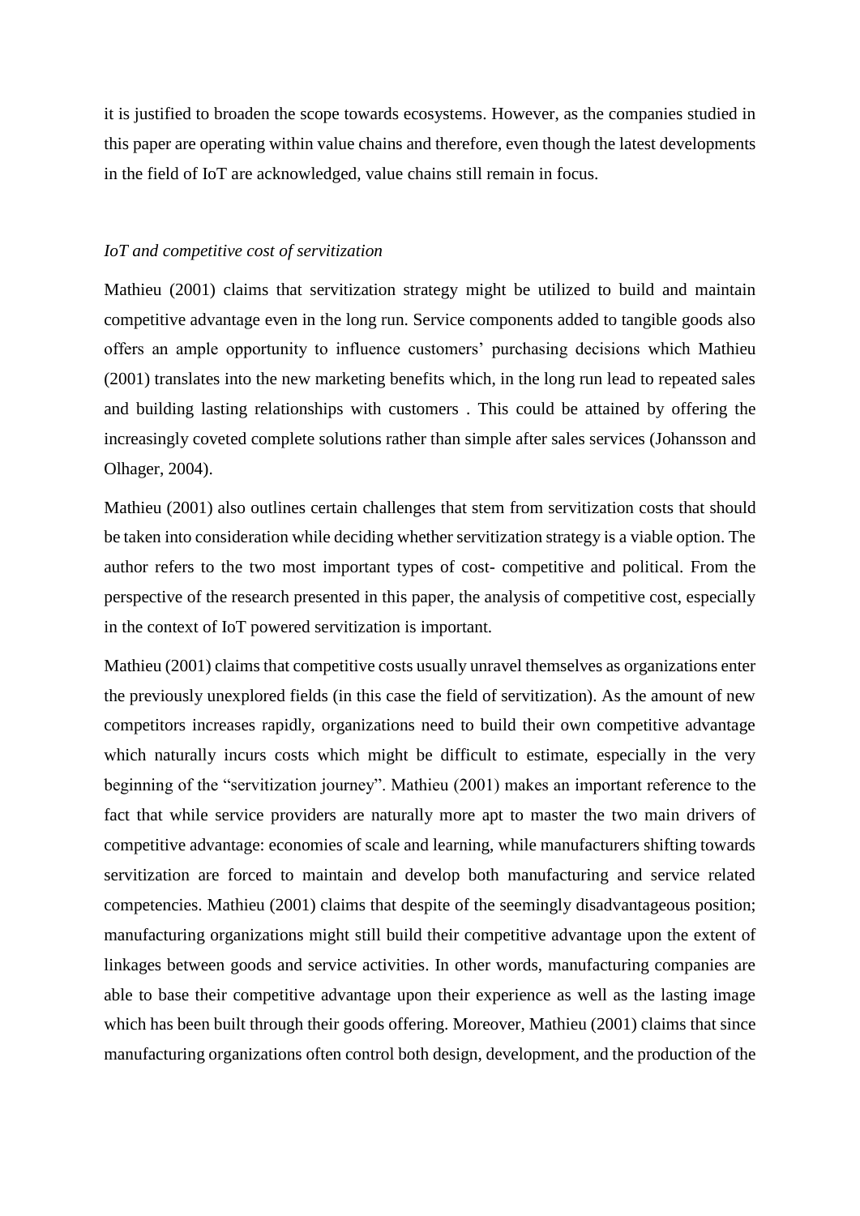it is justified to broaden the scope towards ecosystems. However, as the companies studied in this paper are operating within value chains and therefore, even though the latest developments in the field of IoT are acknowledged, value chains still remain in focus.

*IoT and competitive cost of servitization*

Mathieu (2001) claims that servitization strategy might be utilized to build and maintain competitive advantage even in the long run. Service components added to tangible goods also offers an ample opportunity to influence customers' purchasing decisions which Mathieu (2001) translates into the new marketing benefits which, in the long run lead to repeated sales and building lasting relationships with customers . This could be attained by offering the increasingly coveted complete solutions rather than simple after sales services (Johansson and Olhager, 2004).

Mathieu (2001) also outlines certain challenges that stem from servitization costs that should be taken into consideration while deciding whether servitization strategy is a viable option. The author refers to the two most important types of cost- competitive and political. From the perspective of the research presented in this paper, the analysis of competitive cost, especially in the context of IoT powered servitization is important.

Mathieu (2001) claims that competitive costs usually unravel themselves as organizations enter the previously unexplored fields (in this case the field of servitization). As the amount of new competitors increases rapidly, organizations need to build their own competitive advantage which naturally incurs costs which might be difficult to estimate, especially in the very beginning of the "servitization journey". Mathieu (2001) makes an important reference to the fact that while service providers are naturally more apt to master the two main drivers of competitive advantage: economies of scale and learning, while manufacturers shifting towards servitization are forced to maintain and develop both manufacturing and service related competencies. Mathieu (2001) claims that despite of the seemingly disadvantageous position; manufacturing organizations might still build their competitive advantage upon the extent of linkages between goods and service activities. In other words, manufacturing companies are able to base their competitive advantage upon their experience as well as the lasting image which has been built through their goods offering. Moreover, Mathieu (2001) claims that since manufacturing organizations often control both design, development, and the production of the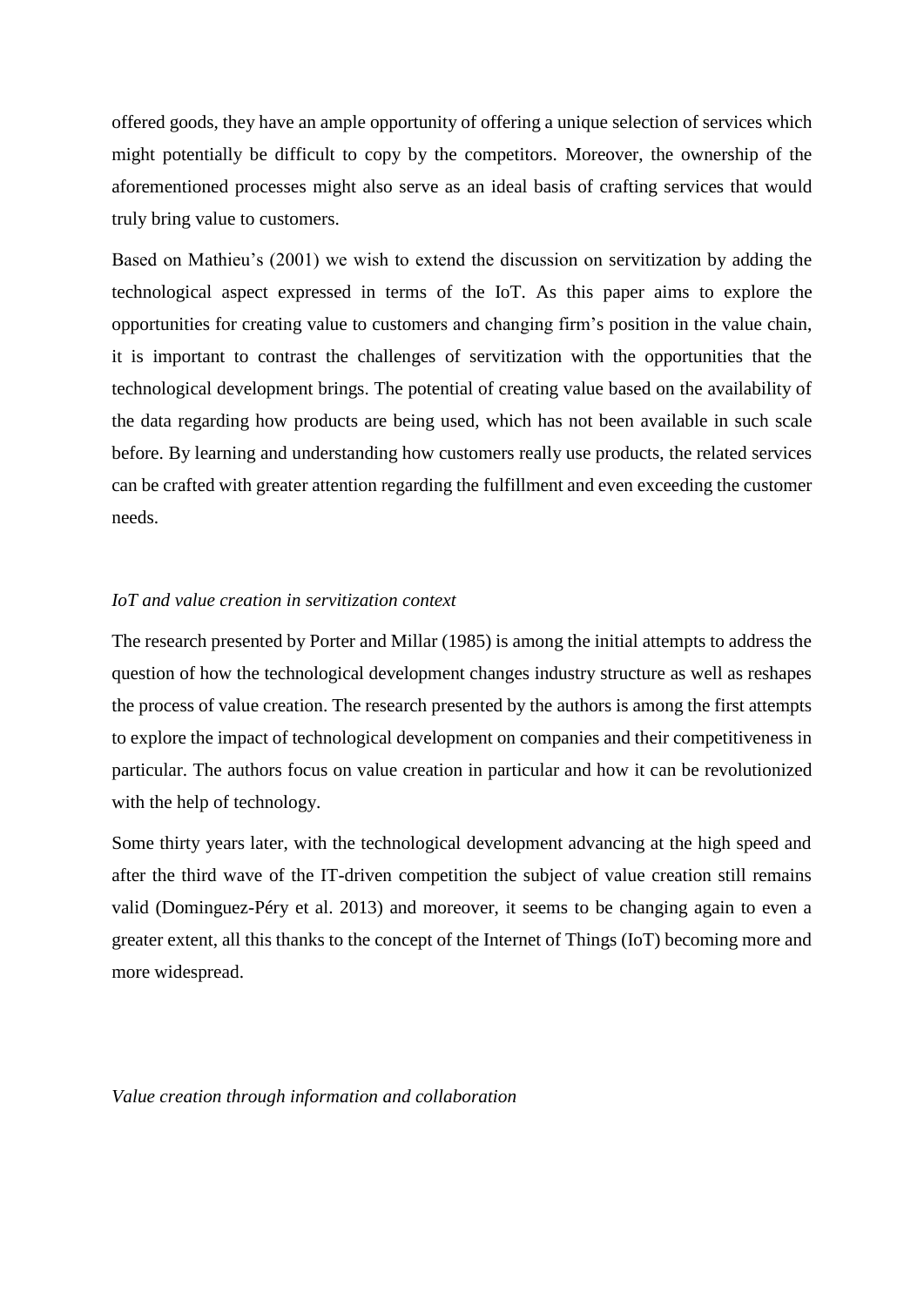offered goods, they have an ample opportunity of offering a unique selection of services which might potentially be difficult to copy by the competitors. Moreover, the ownership of the aforementioned processes might also serve as an ideal basis of crafting services that would truly bring value to customers.

Based on Mathieu's (2001) we wish to extend the discussion on servitization by adding the technological aspect expressed in terms of the IoT. As this paper aims to explore the opportunities for creating value to customers and changing firm's position in the value chain, it is important to contrast the challenges of servitization with the opportunities that the technological development brings. The potential of creating value based on the availability of the data regarding how products are being used, which has not been available in such scale before. By learning and understanding how customers really use products, the related services can be crafted with greater attention regarding the fulfillment and even exceeding the customer needs.

### *IoT and value creation in servitization context*

The research presented by Porter and Millar (1985) is among the initial attempts to address the question of how the technological development changes industry structure as well as reshapes the process of value creation. The research presented by the authors is among the first attempts to explore the impact of technological development on companies and their competitiveness in particular. The authors focus on value creation in particular and how it can be revolutionized with the help of technology.

Some thirty years later, with the technological development advancing at the high speed and after the third wave of the IT-driven competition the subject of value creation still remains valid (Dominguez-Péry et al. 2013) and moreover, it seems to be changing again to even a greater extent, all this thanks to the concept of the Internet of Things (IoT) becoming more and more widespread.

### *Value creation through information and collaboration*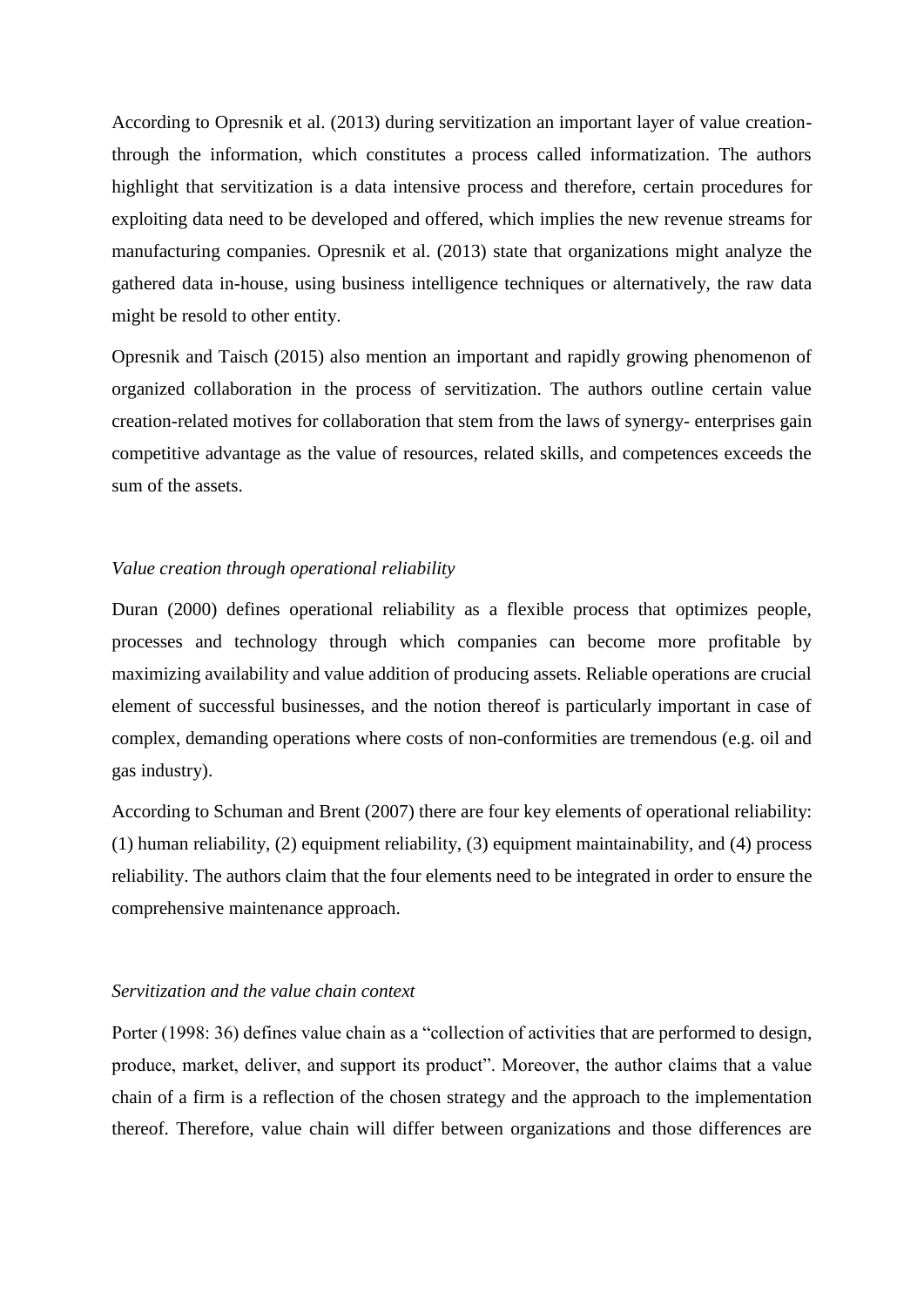According to Opresnik et al. (2013) during servitization an important layer of value creation- through the information, which constitutes a process called informatization. The authors highlight that servitization is a data intensive process and therefore, certain procedures for exploiting data need to be developed and offered, which implies the new revenue streams for manufacturing companies. Opresnik et al. (2013) state that organizations might analyze the gathered data in-house, using business intelligence techniques or alternatively, the raw data might be resold to other entity.

Opresnik and Taisch (2015) also mention an important and rapidly growing phenomenon of organized collaboration in the process of servitization. The authors outline certain value creation-related motives for collaboration that stem from the laws of synergy- enterprises gain competitive advantage as the value of resources, related skills, and competences exceeds the sum of the assets.

*Value creation through operational reliability*

Duran (2000) defines operational reliability as a flexible process that optimizes people, processes and technology through which companies can become more profitable by maximizing availability and value addition of producing assets. Reliable operations are crucial element of successful businesses, and the notion thereof is particularly important in case of complex, demanding operations where costs of non-conformities are tremendous (e.g. oil and gas industry).

According to Schuman and Brent (2007) there are four key elements of operational reliability: (1) human reliability, (2) equipment reliability, (3) equipment maintainability, and (4) process reliability. The authors claim that the four elements need to be integrated in order to ensure the comprehensive maintenance approach.

*Servitization and the value chain context*

Porter (1998: 36) defines value chain as a "collection of activities that are performed to design, produce, market, deliver, and support its product". Moreover, the author claims that a value chain of a firm is a reflection of the chosen strategy and the approach to the implementation thereof. Therefore, value chain will differ between organizations and those differences are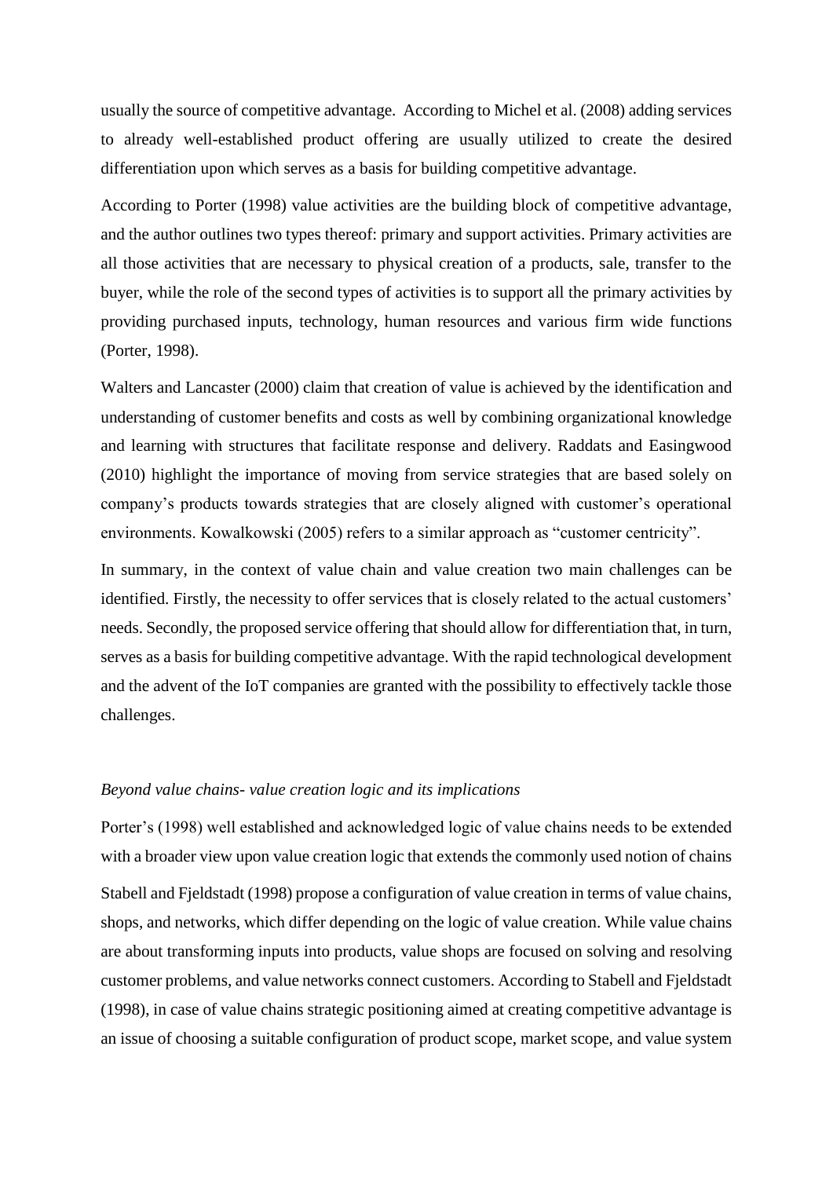usually the source of competitive advantage. According to Michel et al. (2008) adding services to already well-established product offering are usually utilized to create the desired differentiation upon which serves as a basis for building competitive advantage.

According to Porter (1998) value activities are the building block of competitive advantage, and the author outlines two types thereof: primary and support activities. Primary activities are all those activities that are necessary to physical creation of a products, sale, transfer to the buyer, while the role of the second types of activities is to support all the primary activities by providing purchased inputs, technology, human resources and various firm wide functions (Porter, 1998).

Walters and Lancaster (2000) claim that creation of value is achieved by the identification and understanding of customer benefits and costs as well by combining organizational knowledge and learning with structures that facilitate response and delivery. Raddats and Easingwood (2010) highlight the importance of moving from service strategies that are based solely on company's products towards strategies that are closely aligned with customer's operational environments. Kowalkowski (2005) refers to a similar approach as "customer centricity".

In summary, in the context of value chain and value creation two main challenges can be identified. Firstly, the necessity to offer services that is closely related to the actual customers' needs. Secondly, the proposed service offering that should allow for differentiation that, in turn, serves as a basis for building competitive advantage. With the rapid technological development and the advent of the IoT companies are granted with the possibility to effectively tackle those challenges.

*Beyond value chains- value creation logic and its implications*

Porter's (1998) well established and acknowledged logic of value chains needs to be extended with a broader view upon value creation logic that extends the commonly used notion of chains

Stabell and Fjeldstadt (1998) propose a configuration of value creation in terms of value chains, shops, and networks, which differ depending on the logic of value creation. While value chains are about transforming inputs into products, value shops are focused on solving and resolving customer problems, and value networks connect customers. According to Stabell and Fjeldstadt (1998), in case of value chains strategic positioning aimed at creating competitive advantage is an issue of choosing a suitable configuration of product scope, market scope, and value system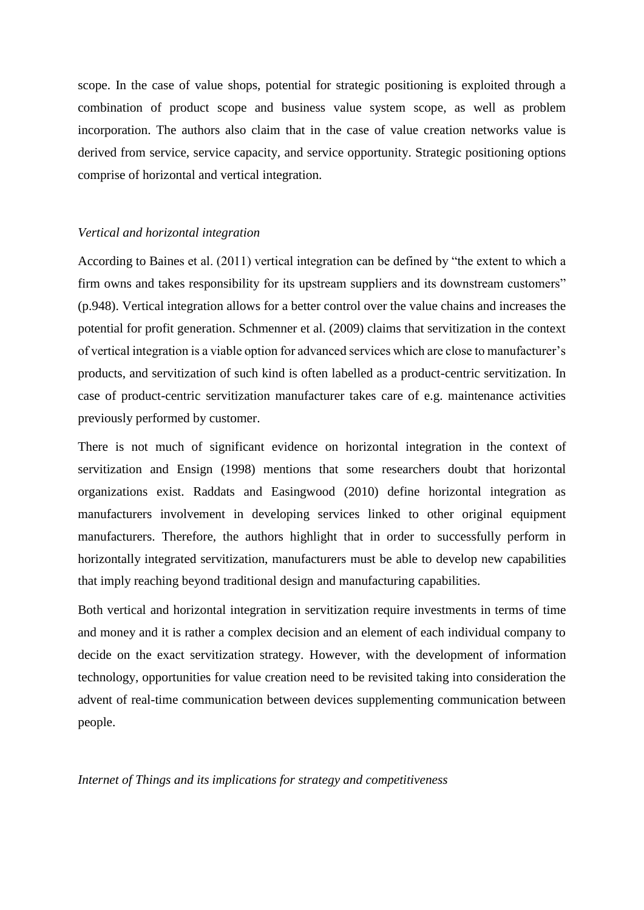scope. In the case of value shops, potential for strategic positioning is exploited through a combination of product scope and business value system scope, as well as problem incorporation. The authors also claim that in the case of value creation networks value is derived from service, service capacity, and service opportunity. Strategic positioning options comprise of horizontal and vertical integration.

*Vertical and horizontal integration*

According to Baines et al. (2011) vertical integration can be defined by “the extent to which a firm owns and takes responsibility for its upstream suppliers and its downstream customers” (p.948). Vertical integration allows for a better control over the value chains and increases the potential for profit generation. Schmenner et al. (2009) claims that servitization in the context of vertical integration is a viable option for advanced services which are close to manufacturer’s products, and servitization of such kind is often labelled as a product-centric servitization. In case of product-centric servitization manufacturer takes care of e.g. maintenance activities previously performed by customer.

There is not much of significant evidence on horizontal integration in the context of servitization and Ensign (1998) mentions that some researchers doubt that horizontal organizations exist. Raddats and Easingwood (2010) define horizontal integration as manufacturers involvement in developing services linked to other original equipment manufacturers. Therefore, the authors highlight that in order to successfully perform in horizontally integrated servitization, manufacturers must be able to develop new capabilities that imply reaching beyond traditional design and manufacturing capabilities.

Both vertical and horizontal integration in servitization require investments in terms of time and money and it is rather a complex decision and an element of each individual company to decide on the exact servitization strategy. However, with the development of information technology, opportunities for value creation need to be revisited taking into consideration the advent of real-time communication between devices supplementing communication between people.

*Internet of Things and its implications for strategy and competitiveness*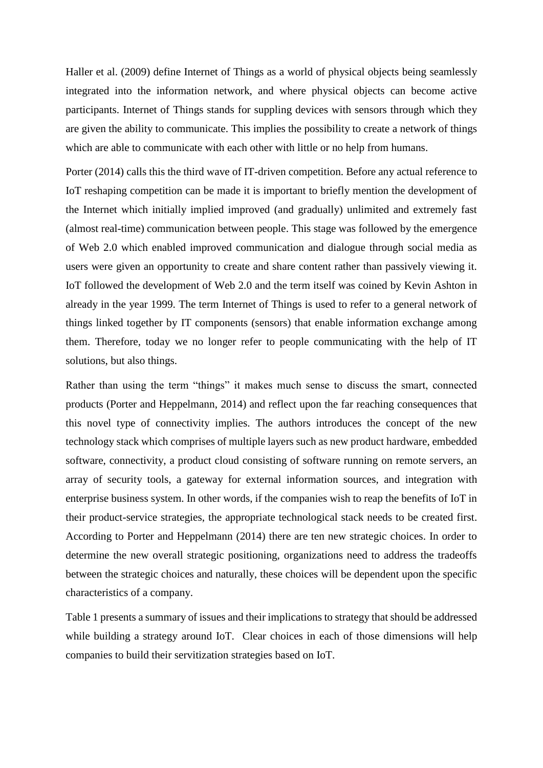Haller et al. (2009) define Internet of Things as a world of physical objects being seamlessly integrated into the information network, and where physical objects can become active participants. Internet of Things stands for suppling devices with sensors through which they are given the ability to communicate. This implies the possibility to create a network of things which are able to communicate with each other with little or no help from humans.

Porter (2014) calls this the third wave of IT-driven competition. Before any actual reference to IoT reshaping competition can be made it is important to briefly mention the development of the Internet which initially implied improved (and gradually) unlimited and extremely fast (almost real-time) communication between people. This stage was followed by the emergence of Web 2.0 which enabled improved communication and dialogue through social media as users were given an opportunity to create and share content rather than passively viewing it. IoT followed the development of Web 2.0 and the term itself was coined by Kevin Ashton in already in the year 1999. The term Internet of Things is used to refer to a general network of things linked together by IT components (sensors) that enable information exchange among them. Therefore, today we no longer refer to people communicating with the help of IT solutions, but also things.

Rather than using the term "things" it makes much sense to discuss the smart, connected products (Porter and Heppelmann, 2014) and reflect upon the far reaching consequences that this novel type of connectivity implies. The authors introduces the concept of the new technology stack which comprises of multiple layers such as new product hardware, embedded software, connectivity, a product cloud consisting of software running on remote servers, an array of security tools, a gateway for external information sources, and integration with enterprise business system. In other words, if the companies wish to reap the benefits of IoT in their product-service strategies, the appropriate technological stack needs to be created first. According to Porter and Heppelmann (2014) there are ten new strategic choices. In order to determine the new overall strategic positioning, organizations need to address the tradeoffs between the strategic choices and naturally, these choices will be dependent upon the specific characteristics of a company.

Table 1 presents a summary of issues and their implications to strategy that should be addressed while building a strategy around IoT. Clear choices in each of those dimensions will help companies to build their servitization strategies based on IoT.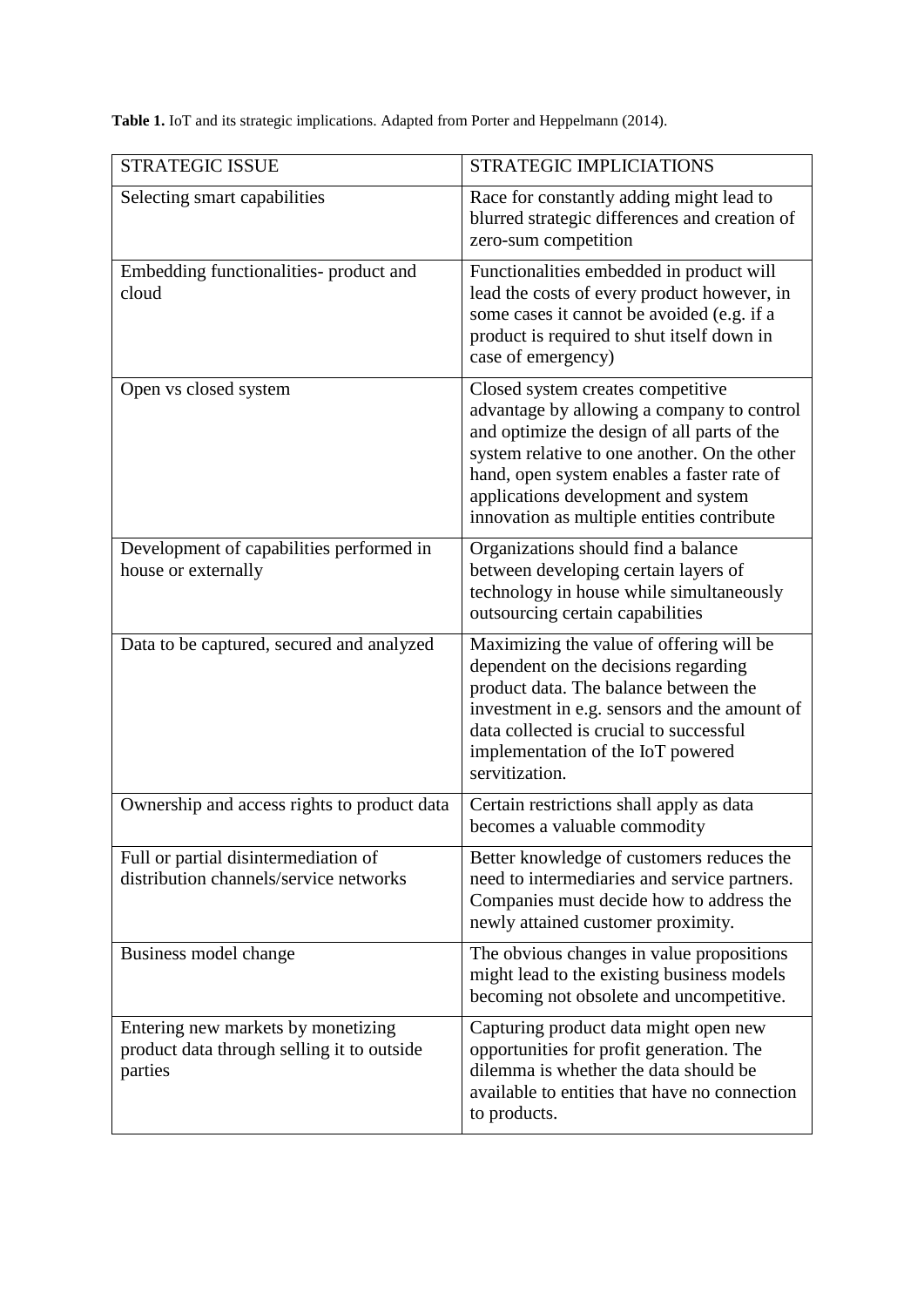**Table 1.** IoT and its strategic implications. Adapted from Porter and Heppelmann (2014).

| STRATEGIC ISSUE | STRATEGIC IMPLICIATIONS |
| --- | --- |
| Selecting smart capabilities | Race for constantly adding might lead to blurred strategic differences and creation of zero-sum competition |
| Embedding functionalities- product and cloud | Functionalities embedded in product will lead the costs of every product however, in some cases it cannot be avoided (e.g. if a product is required to shut itself down in case of emergency) |
| Open vs closed system | Closed system creates competitive advantage by allowing a company to control and optimize the design of all parts of the system relative to one another. On the other hand, open system enables a faster rate of applications development and system innovation as multiple entities contribute |
| Development of capabilities performed in house or externally | Organizations should find a balance between developing certain layers of technology in house while simultaneously outsourcing certain capabilities |
| Data to be captured, secured and analyzed | Maximizing the value of offering will be dependent on the decisions regarding product data. The balance between the investment in e.g. sensors and the amount of data collected is crucial to successful implementation of the IoT powered servitization. |
| Ownership and access rights to product data | Certain restrictions shall apply as data becomes a valuable commodity |
| Full or partial disintermediation of distribution channels/service networks | Better knowledge of customers reduces the need to intermediaries and service partners. Companies must decide how to address the newly attained customer proximity. |
| Business model change | The obvious changes in value propositions might lead to the existing business models becoming not obsolete and uncompetitive. |
| Entering new markets by monetizing product data through selling it to outside parties | Capturing product data might open new opportunities for profit generation. The dilemma is whether the data should be available to entities that have no connection to products. |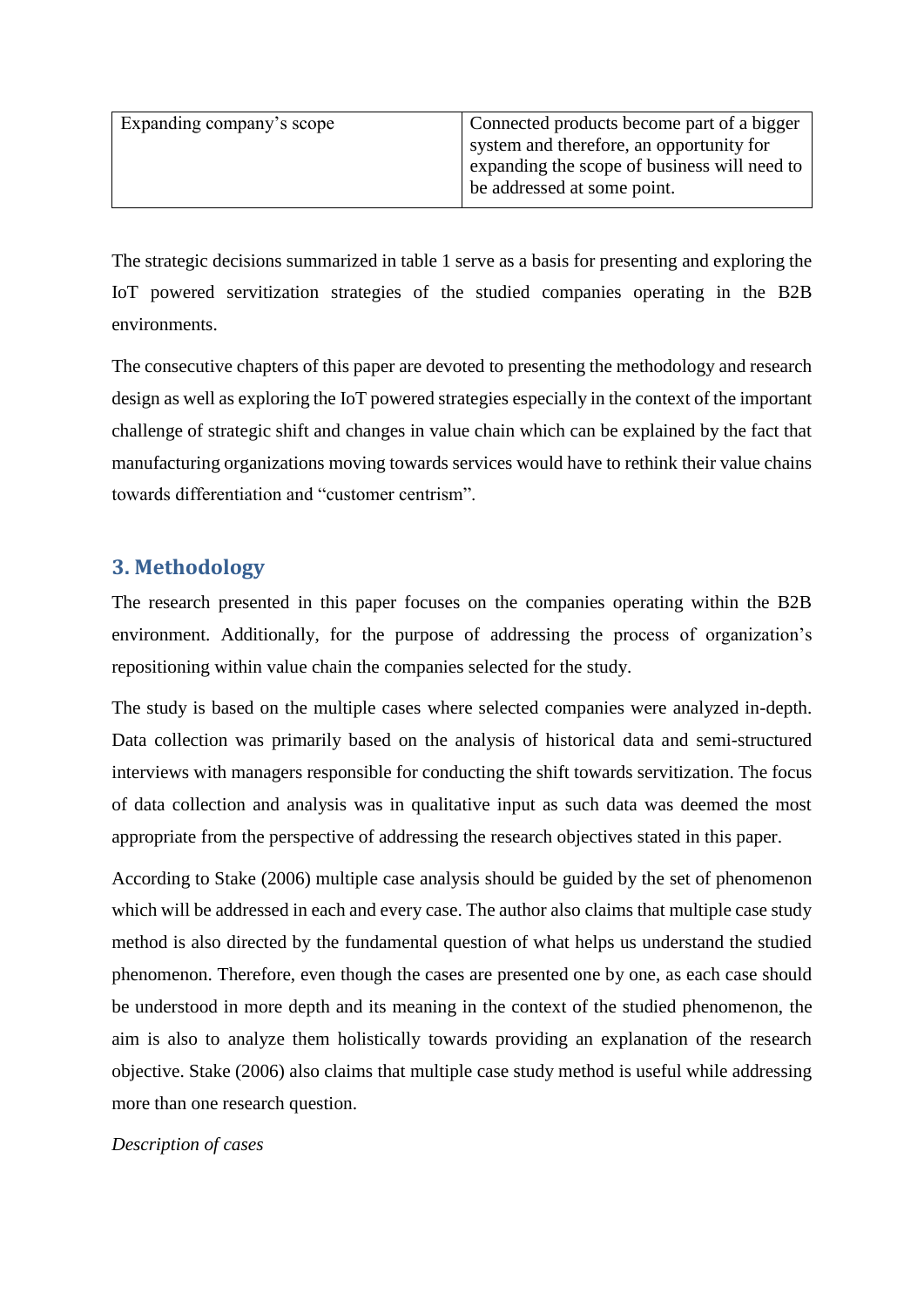| Expanding company's scope | Connected products become part of a bigger system and therefore, an opportunity for expanding the scope of business will need to be addressed at some point. |
|---|---|

The strategic decisions summarized in table 1 serve as a basis for presenting and exploring the IoT powered servitization strategies of the studied companies operating in the B2B environments.

The consecutive chapters of this paper are devoted to presenting the methodology and research design as well as exploring the IoT powered strategies especially in the context of the important challenge of strategic shift and changes in value chain which can be explained by the fact that manufacturing organizations moving towards services would have to rethink their value chains towards differentiation and "customer centrism".

## 3. Methodology

The research presented in this paper focuses on the companies operating within the B2B environment. Additionally, for the purpose of addressing the process of organization's repositioning within value chain the companies selected for the study.

The study is based on the multiple cases where selected companies were analyzed in-depth. Data collection was primarily based on the analysis of historical data and semi-structured interviews with managers responsible for conducting the shift towards servitization. The focus of data collection and analysis was in qualitative input as such data was deemed the most appropriate from the perspective of addressing the research objectives stated in this paper.

According to Stake (2006) multiple case analysis should be guided by the set of phenomenon which will be addressed in each and every case. The author also claims that multiple case study method is also directed by the fundamental question of what helps us understand the studied phenomenon. Therefore, even though the cases are presented one by one, as each case should be understood in more depth and its meaning in the context of the studied phenomenon, the aim is also to analyze them holistically towards providing an explanation of the research objective. Stake (2006) also claims that multiple case study method is useful while addressing more than one research question.

*Description of cases*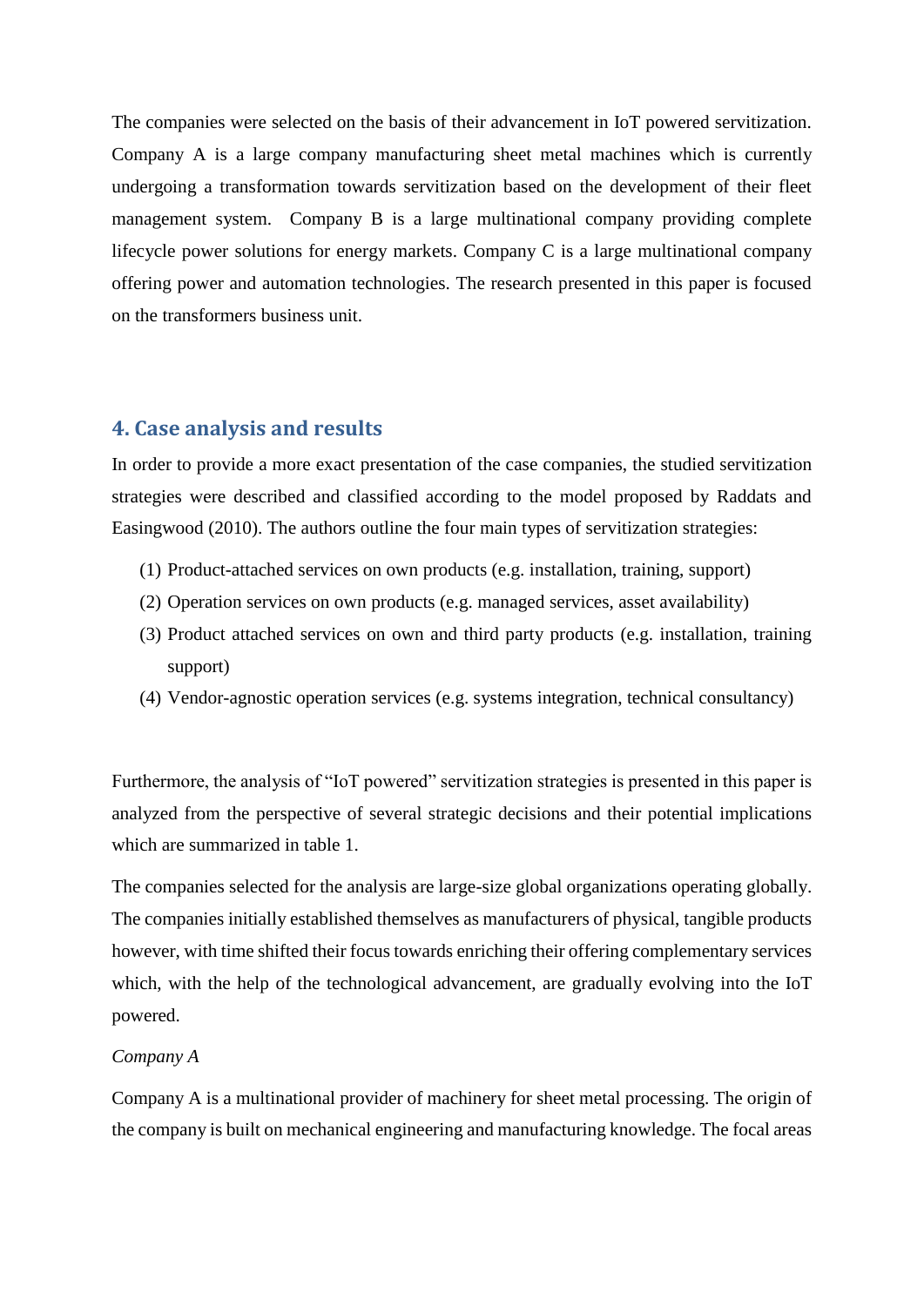The companies were selected on the basis of their advancement in IoT powered servitization. Company A is a large company manufacturing sheet metal machines which is currently undergoing a transformation towards servitization based on the development of their fleet management system. Company B is a large multinational company providing complete lifecycle power solutions for energy markets. Company C is a large multinational company offering power and automation technologies. The research presented in this paper is focused on the transformers business unit.

## 4. Case analysis and results

In order to provide a more exact presentation of the case companies, the studied servitization strategies were described and classified according to the model proposed by Raddats and Easingwood (2010). The authors outline the four main types of servitization strategies:

(1) Product-attached services on own products (e.g. installation, training, support)
(2) Operation services on own products (e.g. managed services, asset availability)
(3) Product attached services on own and third party products (e.g. installation, training support)
(4) Vendor-agnostic operation services (e.g. systems integration, technical consultancy)

Furthermore, the analysis of "IoT powered" servitization strategies is presented in this paper is analyzed from the perspective of several strategic decisions and their potential implications which are summarized in table 1.

The companies selected for the analysis are large-size global organizations operating globally. The companies initially established themselves as manufacturers of physical, tangible products however, with time shifted their focus towards enriching their offering complementary services which, with the help of the technological advancement, are gradually evolving into the IoT powered.

*Company A*

Company A is a multinational provider of machinery for sheet metal processing. The origin of the company is built on mechanical engineering and manufacturing knowledge. The focal areas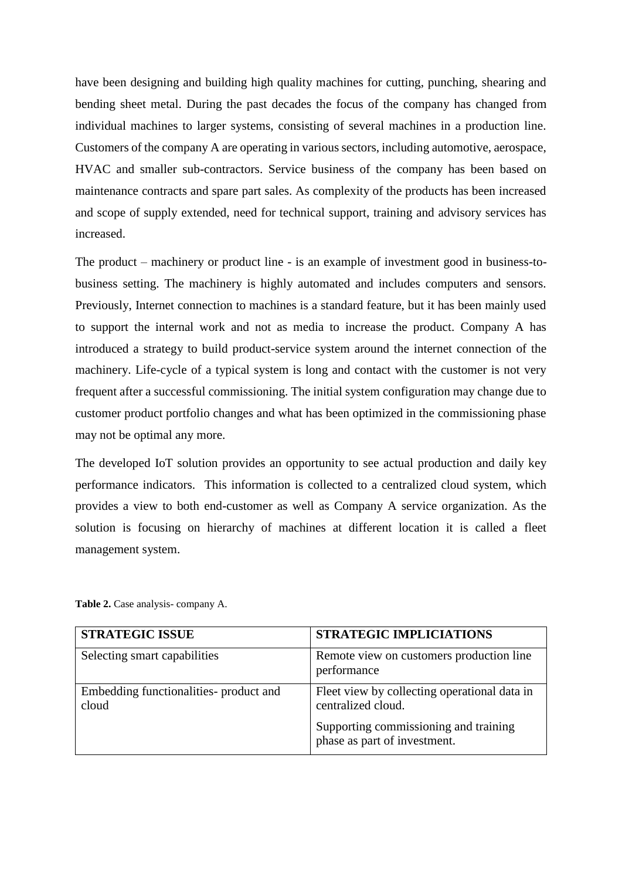have been designing and building high quality machines for cutting, punching, shearing and bending sheet metal. During the past decades the focus of the company has changed from individual machines to larger systems, consisting of several machines in a production line. Customers of the company A are operating in various sectors, including automotive, aerospace, HVAC and smaller sub-contractors. Service business of the company has been based on maintenance contracts and spare part sales. As complexity of the products has been increased and scope of supply extended, need for technical support, training and advisory services has increased.

The product – machinery or product line - is an example of investment good in business-to-business setting. The machinery is highly automated and includes computers and sensors. Previously, Internet connection to machines is a standard feature, but it has been mainly used to support the internal work and not as media to increase the product. Company A has introduced a strategy to build product-service system around the internet connection of the machinery. Life-cycle of a typical system is long and contact with the customer is not very frequent after a successful commissioning. The initial system configuration may change due to customer product portfolio changes and what has been optimized in the commissioning phase may not be optimal any more.

The developed IoT solution provides an opportunity to see actual production and daily key performance indicators. This information is collected to a centralized cloud system, which provides a view to both end-customer as well as Company A service organization. As the solution is focusing on hierarchy of machines at different location it is called a fleet management system.

**Table 2.** Case analysis- company A.

| STRATEGIC ISSUE | STRATEGIC IMPLICIATIONS |
| --- | --- |
| Selecting smart capabilities | Remote view on customers production line performance |
| Embedding functionalities- product and cloud | Fleet view by collecting operational data in centralized cloud.<br><br>Supporting commissioning and training phase as part of investment. |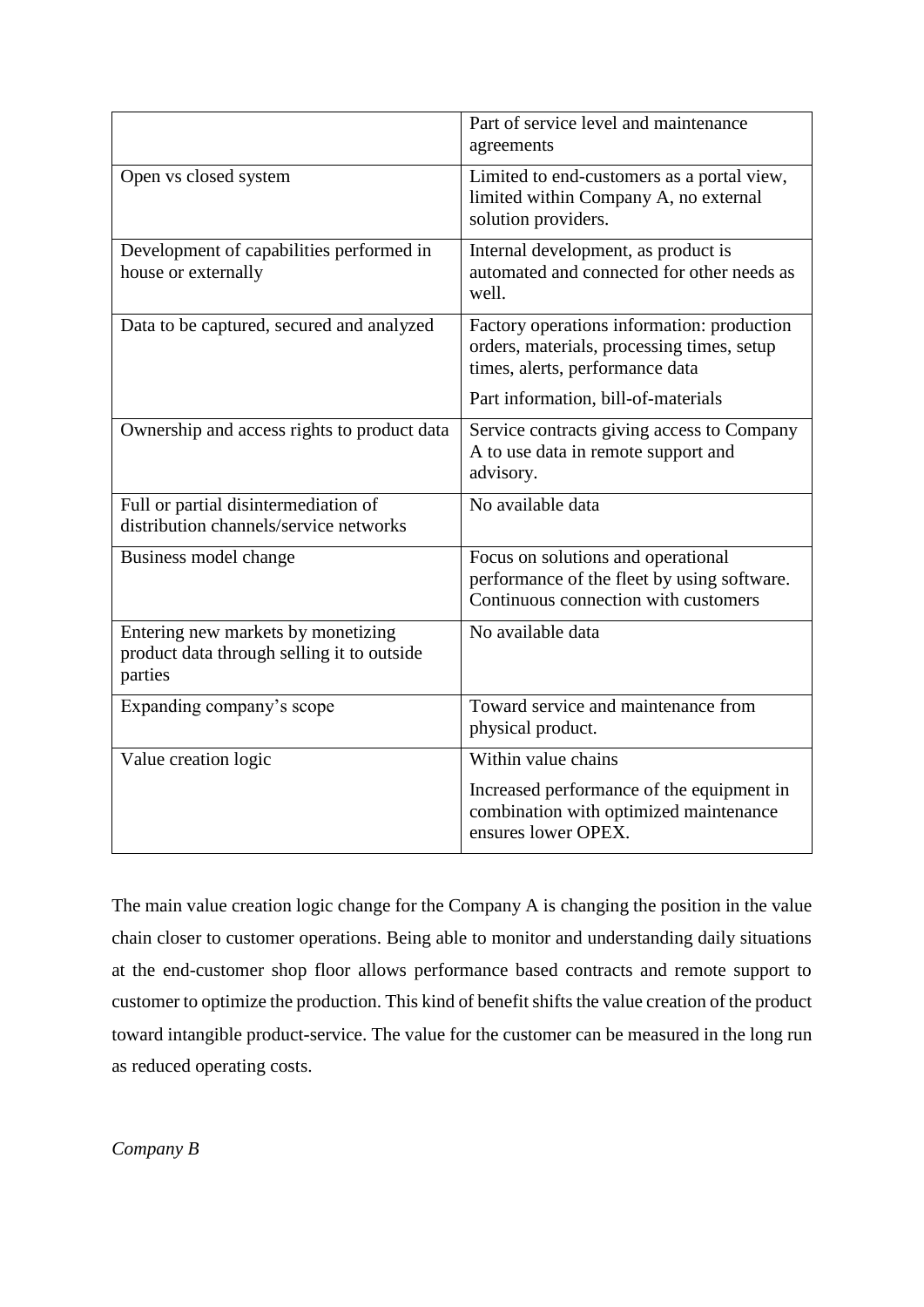| | |
|---|---|
| | Part of service level and maintenance agreements |
| Open vs closed system | Limited to end-customers as a portal view, limited within Company A, no external solution providers. |
| Development of capabilities performed in house or externally | Internal development, as product is automated and connected for other needs as well. |
| Data to be captured, secured and analyzed | Factory operations information: production orders, materials, processing times, setup times, alerts, performance data<br><br>Part information, bill-of-materials |
| Ownership and access rights to product data | Service contracts giving access to Company A to use data in remote support and advisory. |
| Full or partial disintermediation of distribution channels/service networks | No available data |
| Business model change | Focus on solutions and operational performance of the fleet by using software. Continuous connection with customers |
| Entering new markets by monetizing product data through selling it to outside parties | No available data |
| Expanding company's scope | Toward service and maintenance from physical product. |
| Value creation logic | Within value chains<br><br>Increased performance of the equipment in combination with optimized maintenance ensures lower OPEX. |

The main value creation logic change for the Company A is changing the position in the value chain closer to customer operations. Being able to monitor and understanding daily situations at the end-customer shop floor allows performance based contracts and remote support to customer to optimize the production. This kind of benefit shifts the value creation of the product toward intangible product-service. The value for the customer can be measured in the long run as reduced operating costs.

*Company B*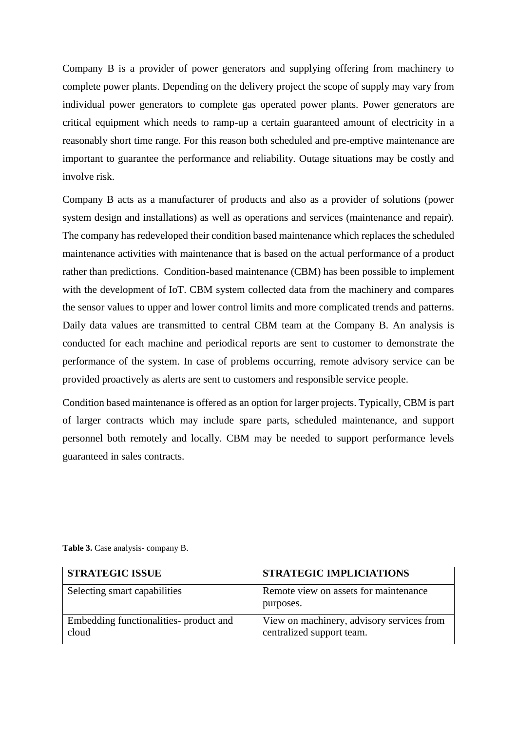Company B is a provider of power generators and supplying offering from machinery to complete power plants. Depending on the delivery project the scope of supply may vary from individual power generators to complete gas operated power plants. Power generators are critical equipment which needs to ramp-up a certain guaranteed amount of electricity in a reasonably short time range. For this reason both scheduled and pre-emptive maintenance are important to guarantee the performance and reliability. Outage situations may be costly and involve risk.

Company B acts as a manufacturer of products and also as a provider of solutions (power system design and installations) as well as operations and services (maintenance and repair). The company has redeveloped their condition based maintenance which replaces the scheduled maintenance activities with maintenance that is based on the actual performance of a product rather than predictions. Condition-based maintenance (CBM) has been possible to implement with the development of IoT. CBM system collected data from the machinery and compares the sensor values to upper and lower control limits and more complicated trends and patterns. Daily data values are transmitted to central CBM team at the Company B. An analysis is conducted for each machine and periodical reports are sent to customer to demonstrate the performance of the system. In case of problems occurring, remote advisory service can be provided proactively as alerts are sent to customers and responsible service people.

Condition based maintenance is offered as an option for larger projects. Typically, CBM is part of larger contracts which may include spare parts, scheduled maintenance, and support personnel both remotely and locally. CBM may be needed to support performance levels guaranteed in sales contracts.

**Table 3.** Case analysis- company B.

| STRATEGIC ISSUE | STRATEGIC IMPLICIATIONS |
|---|---|
| Selecting smart capabilities | Remote view on assets for maintenance purposes. |
| Embedding functionalities- product and cloud | View on machinery, advisory services from centralized support team. |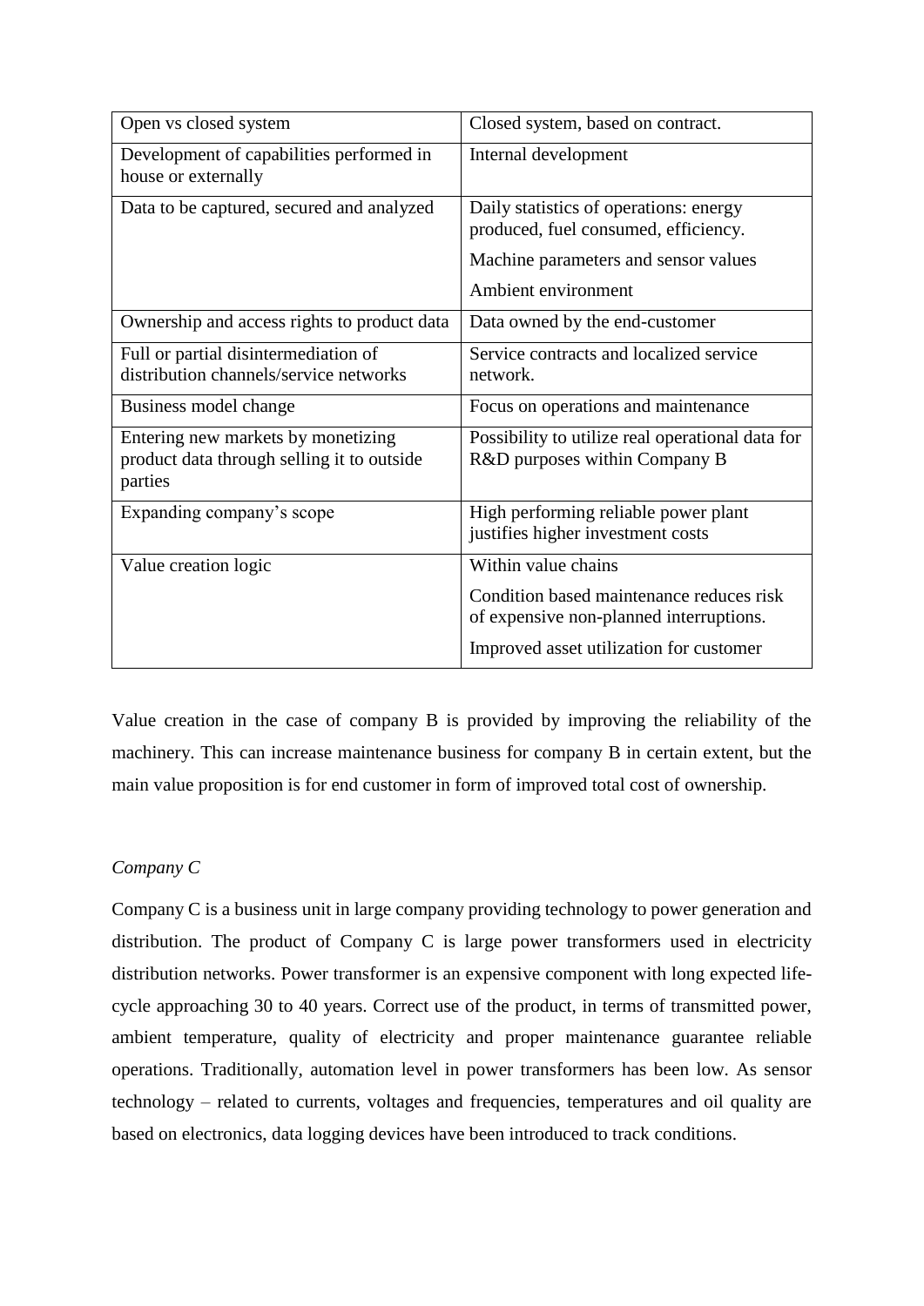| | |
|---|---|
| Open vs closed system | Closed system, based on contract. |
| Development of capabilities performed in house or externally | Internal development |
| Data to be captured, secured and analyzed | Daily statistics of operations: energy produced, fuel consumed, efficiency.<br><br>Machine parameters and sensor values<br><br>Ambient environment |
| Ownership and access rights to product data | Data owned by the end-customer |
| Full or partial disintermediation of distribution channels/service networks | Service contracts and localized service network. |
| Business model change | Focus on operations and maintenance |
| Entering new markets by monetizing product data through selling it to outside parties | Possibility to utilize real operational data for R&D purposes within Company B |
| Expanding company's scope | High performing reliable power plant justifies higher investment costs |
| Value creation logic | Within value chains<br><br>Condition based maintenance reduces risk of expensive non-planned interruptions.<br><br>Improved asset utilization for customer |

Value creation in the case of company B is provided by improving the reliability of the machinery. This can increase maintenance business for company B in certain extent, but the main value proposition is for end customer in form of improved total cost of ownership.

*Company C*

Company C is a business unit in large company providing technology to power generation and distribution. The product of Company C is large power transformers used in electricity distribution networks. Power transformer is an expensive component with long expected life-cycle approaching 30 to 40 years. Correct use of the product, in terms of transmitted power, ambient temperature, quality of electricity and proper maintenance guarantee reliable operations. Traditionally, automation level in power transformers has been low. As sensor technology – related to currents, voltages and frequencies, temperatures and oil quality are based on electronics, data logging devices have been introduced to track conditions.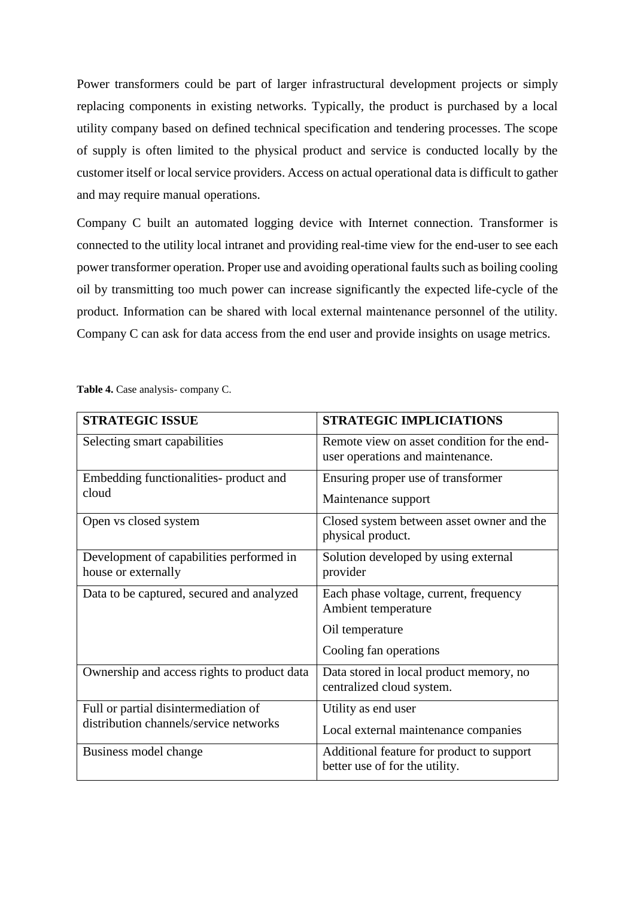Power transformers could be part of larger infrastructural development projects or simply replacing components in existing networks. Typically, the product is purchased by a local utility company based on defined technical specification and tendering processes. The scope of supply is often limited to the physical product and service is conducted locally by the customer itself or local service providers. Access on actual operational data is difficult to gather and may require manual operations.

Company C built an automated logging device with Internet connection. Transformer is connected to the utility local intranet and providing real-time view for the end-user to see each power transformer operation. Proper use and avoiding operational faults such as boiling cooling oil by transmitting too much power can increase significantly the expected life-cycle of the product. Information can be shared with local external maintenance personnel of the utility. Company C can ask for data access from the end user and provide insights on usage metrics.

**Table 4.** Case analysis- company C.

| **STRATEGIC ISSUE** | **STRATEGIC IMPLICIATIONS** |
|---|---|
| Selecting smart capabilities | Remote view on asset condition for the end-user operations and maintenance. |
| Embedding functionalities- product and cloud | Ensuring proper use of transformer<br>Maintenance support |
| Open vs closed system | Closed system between asset owner and the physical product. |
| Development of capabilities performed in house or externally | Solution developed by using external provider |
| Data to be captured, secured and analyzed | Each phase voltage, current, frequency<br>Ambient temperature<br>Oil temperature<br>Cooling fan operations |
| Ownership and access rights to product data | Data stored in local product memory, no centralized cloud system. |
| Full or partial disintermediation of distribution channels/service networks | Utility as end user<br>Local external maintenance companies |
| Business model change | Additional feature for product to support better use of for the utility. |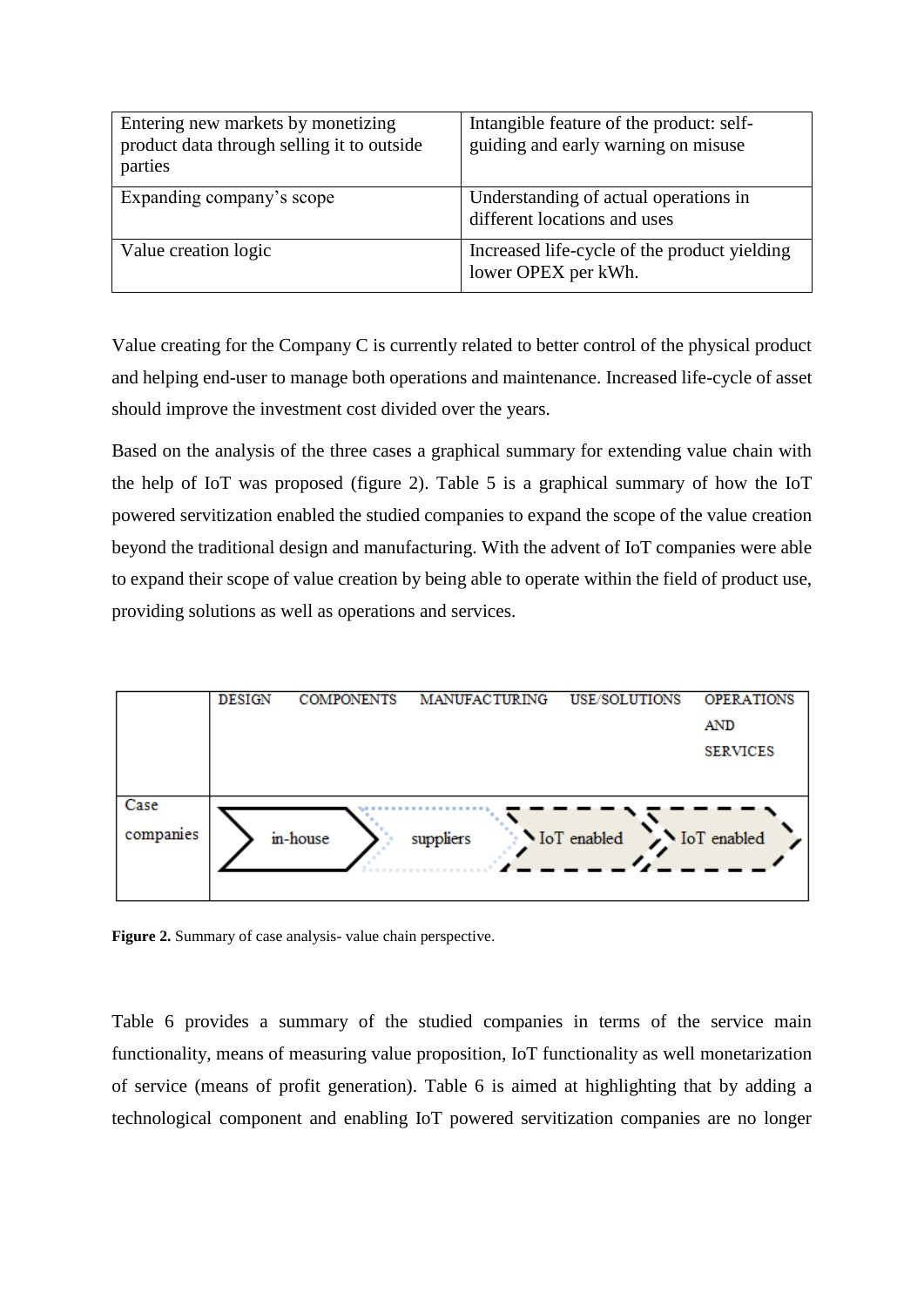| Entering new markets by monetizing product data through selling it to outside parties | Intangible feature of the product: self-guiding and early warning on misuse |
|---|---|
| Expanding company's scope | Understanding of actual operations in different locations and uses |
| Value creation logic | Increased life-cycle of the product yielding lower OPEX per kWh. |

Value creating for the Company C is currently related to better control of the physical product and helping end-user to manage both operations and maintenance. Increased life-cycle of asset should improve the investment cost divided over the years.

Based on the analysis of the three cases a graphical summary for extending value chain with the help of IoT was proposed (figure 2). Table 5 is a graphical summary of how the IoT powered servitization enabled the studied companies to expand the scope of the value creation beyond the traditional design and manufacturing. With the advent of IoT companies were able to expand their scope of value creation by being able to operate within the field of product use, providing solutions as well as operations and services.

| | DESIGN | COMPONENTS | MANUFACTURING | USE/SOLUTIONS | OPERATIONS AND SERVICES |
|---|---|---|---|---|---|
| Case companies | in-house | | suppliers | IoT enabled | IoT enabled |

**Figure 2.** Summary of case analysis- value chain perspective.

Table 6 provides a summary of the studied companies in terms of the service main functionality, means of measuring value proposition, IoT functionality as well monetarization of service (means of profit generation). Table 6 is aimed at highlighting that by adding a technological component and enabling IoT powered servitization companies are no longer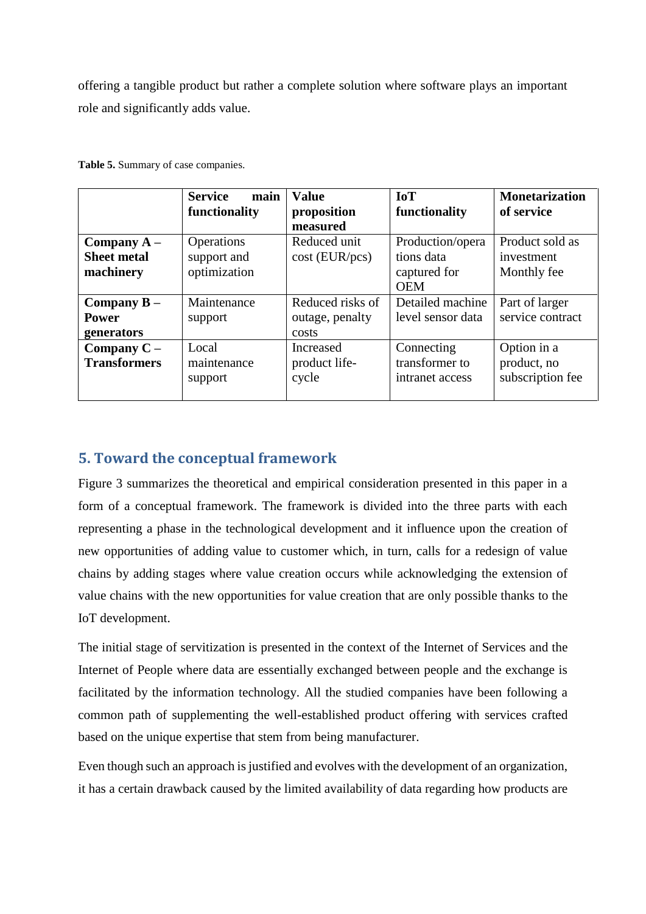offering a tangible product but rather a complete solution where software plays an important role and significantly adds value.

**Table 5.** Summary of case companies.

| | **Service main functionality** | **Value proposition measured** | **IoT functionality** | **Monetarization of service** |
|---|---|---|---|---|
| **Company A – Sheet metal machinery** | Operations support and optimization | Reduced unit cost (EUR/pcs) | Production/operations data captured for OEM | Product sold as investment Monthly fee |
| **Company B – Power generators** | Maintenance support | Reduced risks of outage, penalty costs | Detailed machine level sensor data | Part of larger service contract |
| **Company C – Transformers** | Local maintenance support | Increased product life-cycle | Connecting transformer to intranet access | Option in a product, no subscription fee |

## 5. Toward the conceptual framework

Figure 3 summarizes the theoretical and empirical consideration presented in this paper in a form of a conceptual framework. The framework is divided into the three parts with each representing a phase in the technological development and it influence upon the creation of new opportunities of adding value to customer which, in turn, calls for a redesign of value chains by adding stages where value creation occurs while acknowledging the extension of value chains with the new opportunities for value creation that are only possible thanks to the IoT development.

The initial stage of servitization is presented in the context of the Internet of Services and the Internet of People where data are essentially exchanged between people and the exchange is facilitated by the information technology. All the studied companies have been following a common path of supplementing the well-established product offering with services crafted based on the unique expertise that stem from being manufacturer.

Even though such an approach is justified and evolves with the development of an organization, it has a certain drawback caused by the limited availability of data regarding how products are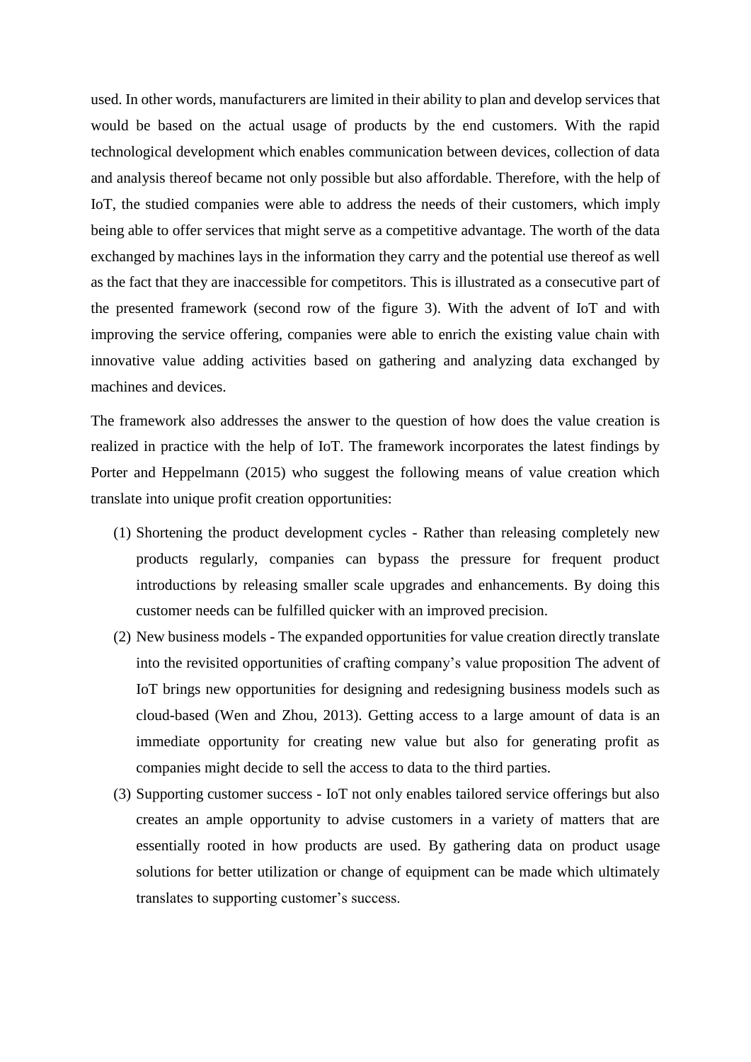used. In other words, manufacturers are limited in their ability to plan and develop services that would be based on the actual usage of products by the end customers. With the rapid technological development which enables communication between devices, collection of data and analysis thereof became not only possible but also affordable. Therefore, with the help of IoT, the studied companies were able to address the needs of their customers, which imply being able to offer services that might serve as a competitive advantage. The worth of the data exchanged by machines lays in the information they carry and the potential use thereof as well as the fact that they are inaccessible for competitors. This is illustrated as a consecutive part of the presented framework (second row of the figure 3). With the advent of IoT and with improving the service offering, companies were able to enrich the existing value chain with innovative value adding activities based on gathering and analyzing data exchanged by machines and devices.

The framework also addresses the answer to the question of how does the value creation is realized in practice with the help of IoT. The framework incorporates the latest findings by Porter and Heppelmann (2015) who suggest the following means of value creation which translate into unique profit creation opportunities:

(1) Shortening the product development cycles - Rather than releasing completely new products regularly, companies can bypass the pressure for frequent product introductions by releasing smaller scale upgrades and enhancements. By doing this customer needs can be fulfilled quicker with an improved precision.

(2) New business models - The expanded opportunities for value creation directly translate into the revisited opportunities of crafting company's value proposition The advent of IoT brings new opportunities for designing and redesigning business models such as cloud-based (Wen and Zhou, 2013). Getting access to a large amount of data is an immediate opportunity for creating new value but also for generating profit as companies might decide to sell the access to data to the third parties.

(3) Supporting customer success - IoT not only enables tailored service offerings but also creates an ample opportunity to advise customers in a variety of matters that are essentially rooted in how products are used. By gathering data on product usage solutions for better utilization or change of equipment can be made which ultimately translates to supporting customer's success.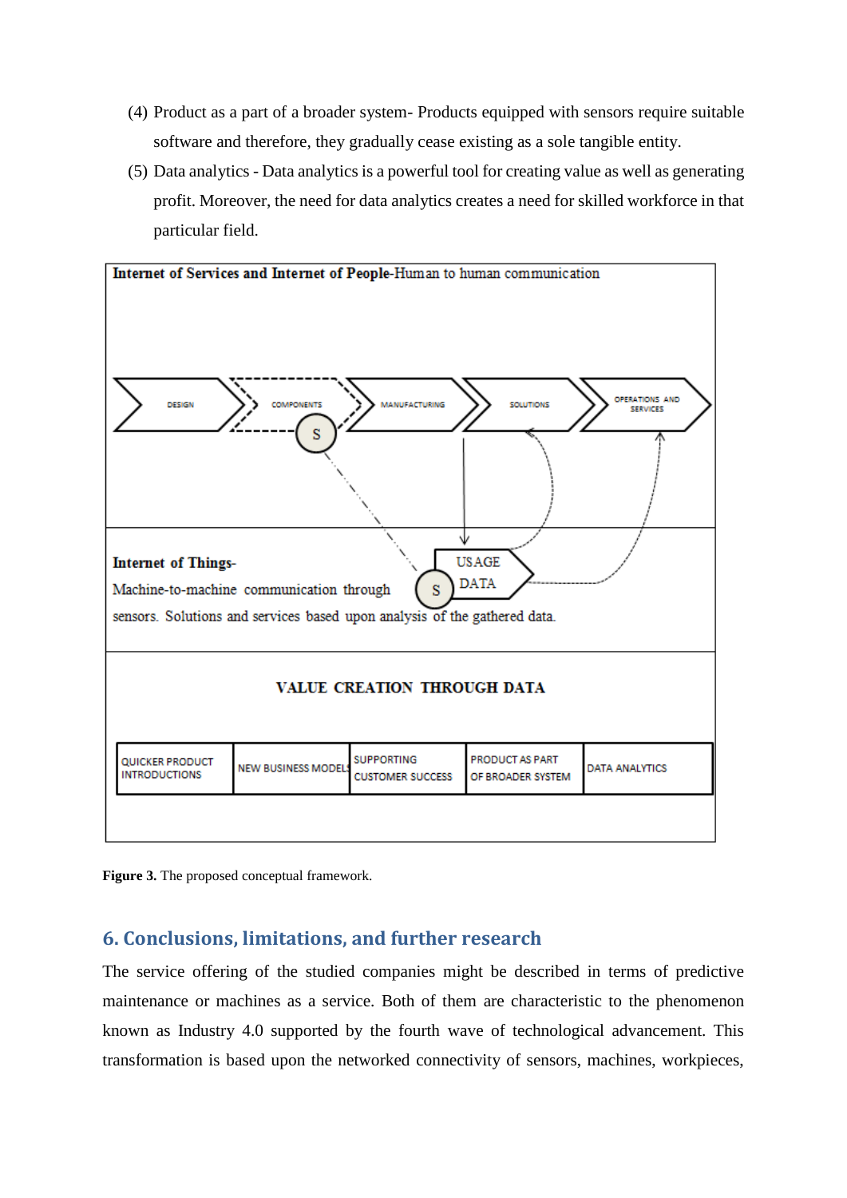(4) Product as a part of a broader system- Products equipped with sensors require suitable software and therefore, they gradually cease existing as a sole tangible entity.

(5) Data analytics - Data analytics is a powerful tool for creating value as well as generating profit. Moreover, the need for data analytics creates a need for skilled workforce in that particular field.

**Internet of Services and Internet of People**-Human to human communication

DESIGN → COMPONENTS → MANUFACTURING → SOLUTIONS → OPERATIONS AND SERVICES

S

USAGE DATA

S

**Internet of Things**-
Machine-to-machine communication through sensors. Solutions and services based upon analysis of the gathered data.

**VALUE CREATION THROUGH DATA**

| QUICKER PRODUCT INTRODUCTIONS | NEW BUSINESS MODELS | SUPPORTING CUSTOMER SUCCESS | PRODUCT AS PART OF BROADER SYSTEM | DATA ANALYTICS |
|---|---|---|---|---|

**Figure 3.** The proposed conceptual framework.

## 6. Conclusions, limitations, and further research

The service offering of the studied companies might be described in terms of predictive maintenance or machines as a service. Both of them are characteristic to the phenomenon known as Industry 4.0 supported by the fourth wave of technological advancement. This transformation is based upon the networked connectivity of sensors, machines, workpieces,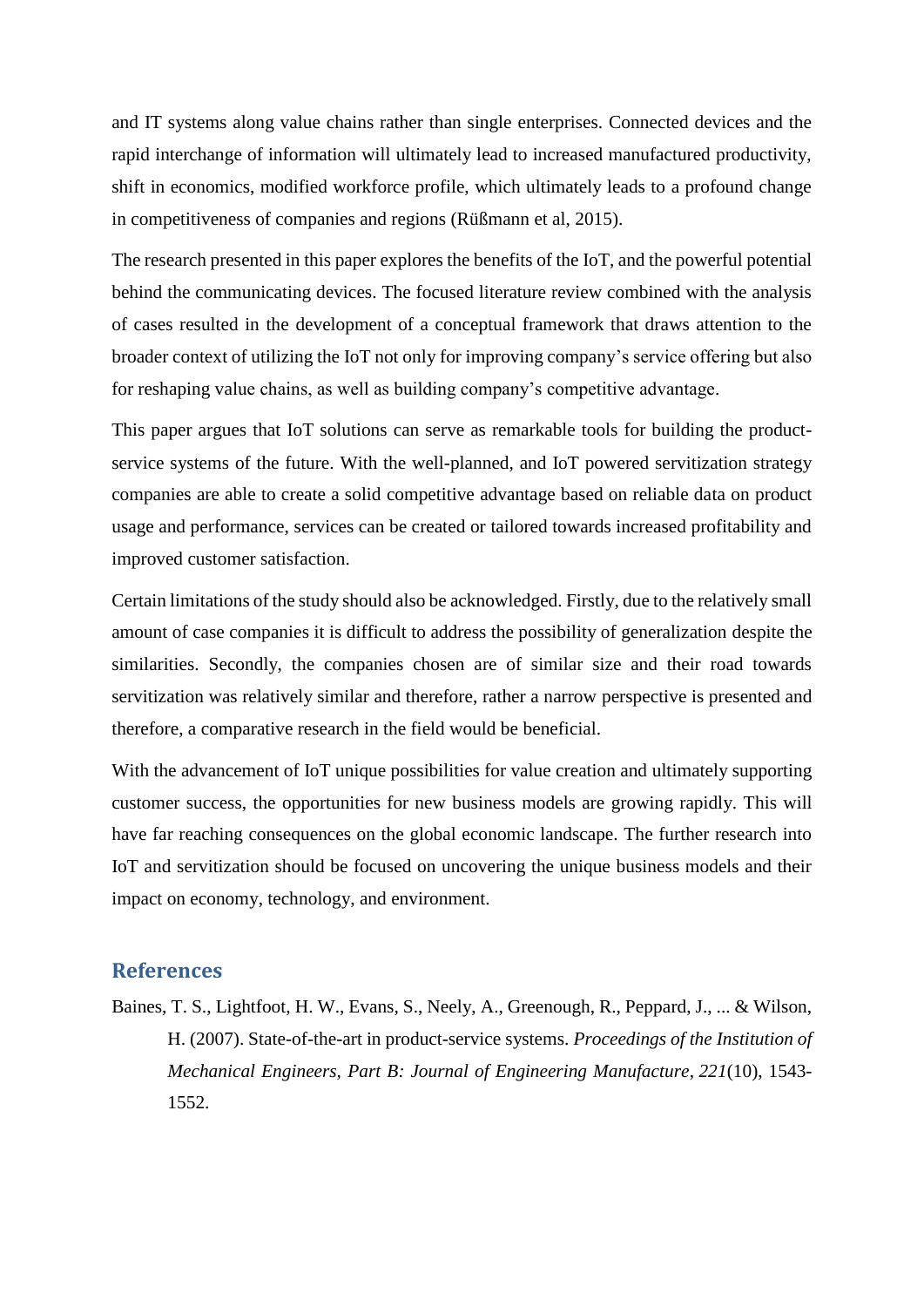and IT systems along value chains rather than single enterprises. Connected devices and the rapid interchange of information will ultimately lead to increased manufactured productivity, shift in economics, modified workforce profile, which ultimately leads to a profound change in competitiveness of companies and regions (Rüßmann et al, 2015).

The research presented in this paper explores the benefits of the IoT, and the powerful potential behind the communicating devices. The focused literature review combined with the analysis of cases resulted in the development of a conceptual framework that draws attention to the broader context of utilizing the IoT not only for improving company's service offering but also for reshaping value chains, as well as building company's competitive advantage.

This paper argues that IoT solutions can serve as remarkable tools for building the product-service systems of the future. With the well-planned, and IoT powered servitization strategy companies are able to create a solid competitive advantage based on reliable data on product usage and performance, services can be created or tailored towards increased profitability and improved customer satisfaction.

Certain limitations of the study should also be acknowledged. Firstly, due to the relatively small amount of case companies it is difficult to address the possibility of generalization despite the similarities. Secondly, the companies chosen are of similar size and their road towards servitization was relatively similar and therefore, rather a narrow perspective is presented and therefore, a comparative research in the field would be beneficial.

With the advancement of IoT unique possibilities for value creation and ultimately supporting customer success, the opportunities for new business models are growing rapidly. This will have far reaching consequences on the global economic landscape. The further research into IoT and servitization should be focused on uncovering the unique business models and their impact on economy, technology, and environment.

## References

Baines, T. S., Lightfoot, H. W., Evans, S., Neely, A., Greenough, R., Peppard, J., ... & Wilson, H. (2007). State-of-the-art in product-service systems. *Proceedings of the Institution of Mechanical Engineers, Part B: Journal of Engineering Manufacture*, *221*(10), 1543-1552.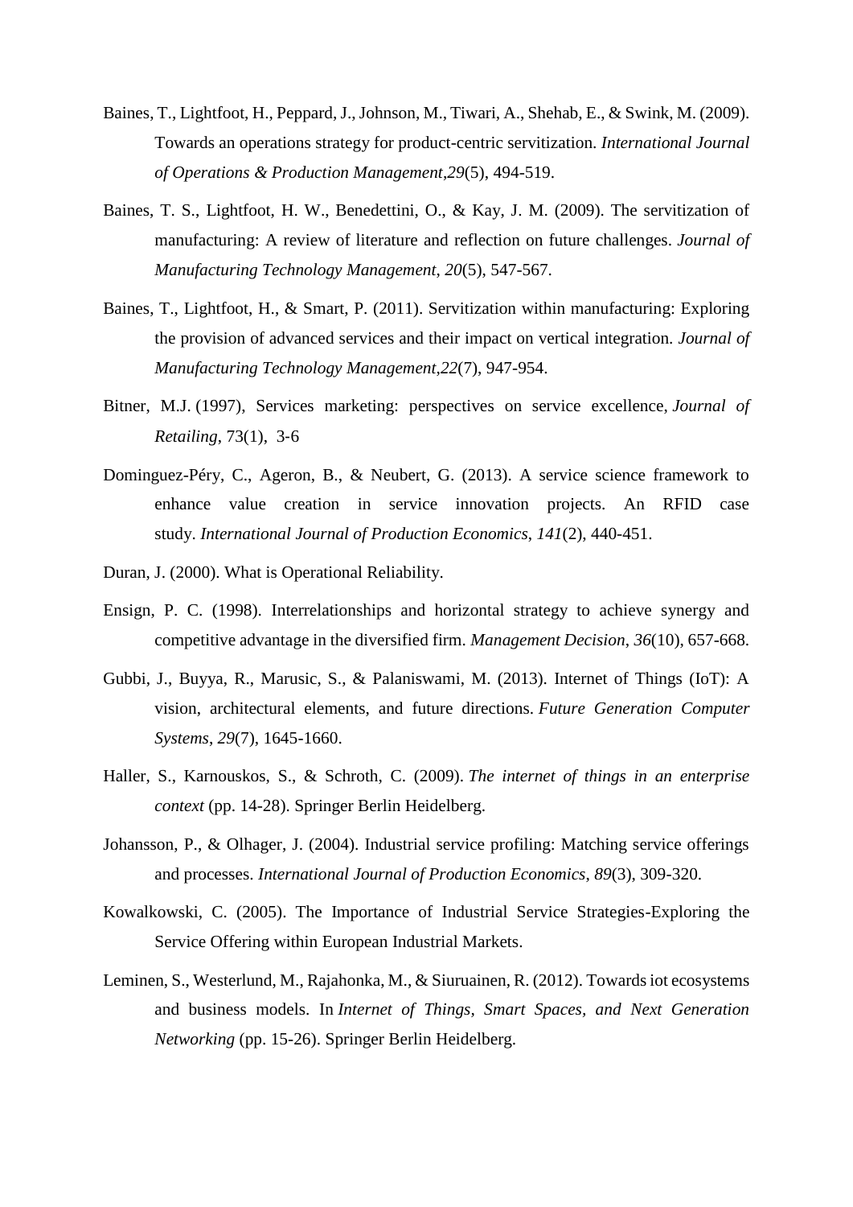Baines, T., Lightfoot, H., Peppard, J., Johnson, M., Tiwari, A., Shehab, E., & Swink, M. (2009). Towards an operations strategy for product-centric servitization. *International Journal of Operations & Production Management*,*29*(5), 494-519.

Baines, T. S., Lightfoot, H. W., Benedettini, O., & Kay, J. M. (2009). The servitization of manufacturing: A review of literature and reflection on future challenges. *Journal of Manufacturing Technology Management*, *20*(5), 547-567.

Baines, T., Lightfoot, H., & Smart, P. (2011). Servitization within manufacturing: Exploring the provision of advanced services and their impact on vertical integration. *Journal of Manufacturing Technology Management*,*22*(7), 947-954.

Bitner, M.J. (1997), Services marketing: perspectives on service excellence, *Journal of Retailing*, 73(1), 3-6

Dominguez-Péry, C., Ageron, B., & Neubert, G. (2013). A service science framework to enhance value creation in service innovation projects. An RFID case study. *International Journal of Production Economics*, *141*(2), 440-451.

Duran, J. (2000). What is Operational Reliability.

Ensign, P. C. (1998). Interrelationships and horizontal strategy to achieve synergy and competitive advantage in the diversified firm. *Management Decision*, *36*(10), 657-668.

Gubbi, J., Buyya, R., Marusic, S., & Palaniswami, M. (2013). Internet of Things (IoT): A vision, architectural elements, and future directions. *Future Generation Computer Systems*, *29*(7), 1645-1660.

Haller, S., Karnouskos, S., & Schroth, C. (2009). *The internet of things in an enterprise context* (pp. 14-28). Springer Berlin Heidelberg.

Johansson, P., & Olhager, J. (2004). Industrial service profiling: Matching service offerings and processes. *International Journal of Production Economics*, *89*(3), 309-320.

Kowalkowski, C. (2005). The Importance of Industrial Service Strategies-Exploring the Service Offering within European Industrial Markets.

Leminen, S., Westerlund, M., Rajahonka, M., & Siuruainen, R. (2012). Towards iot ecosystems and business models. In *Internet of Things, Smart Spaces, and Next Generation Networking* (pp. 15-26). Springer Berlin Heidelberg.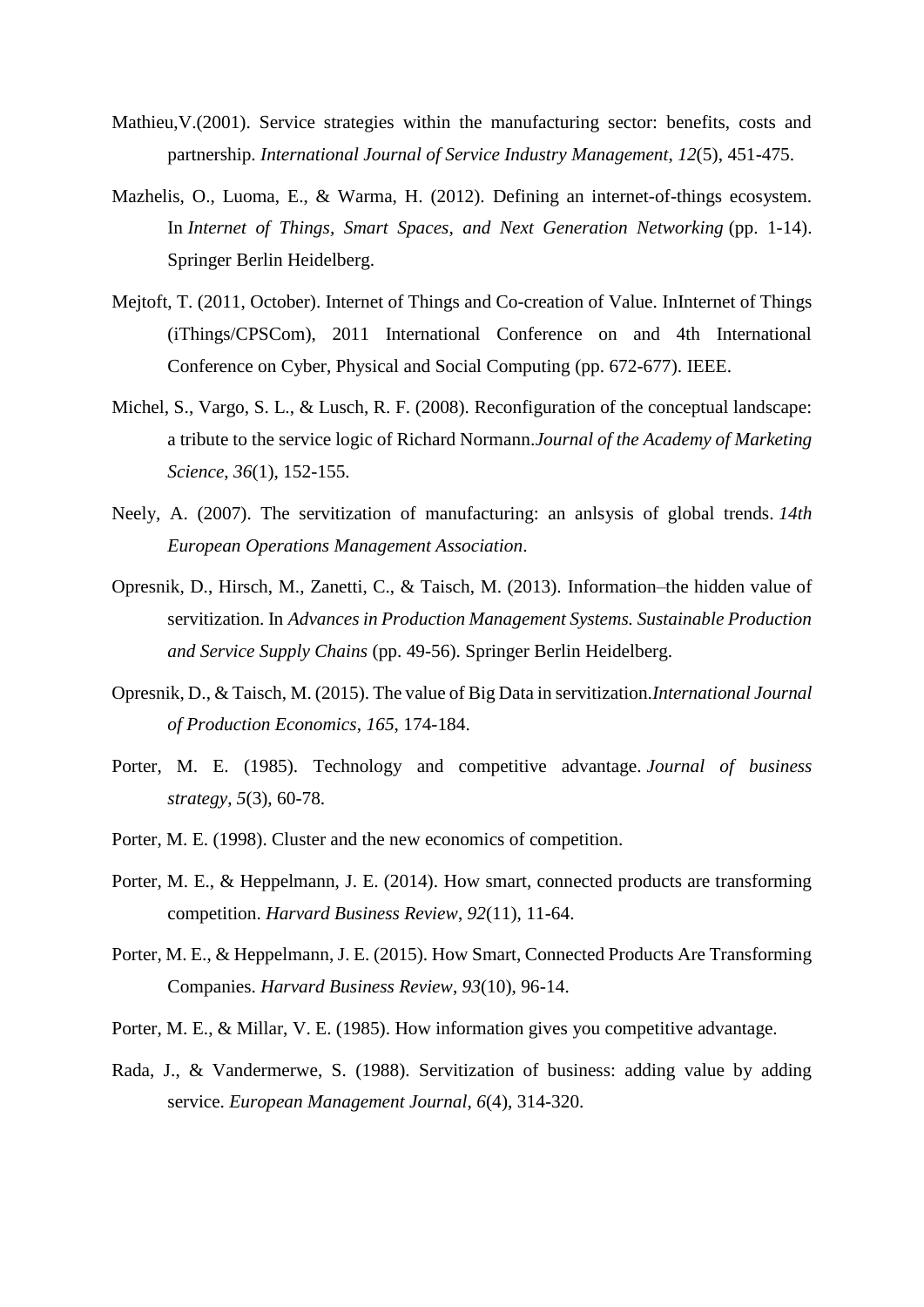Mathieu,V.(2001). Service strategies within the manufacturing sector: benefits, costs and partnership. *International Journal of Service Industry Management*, *12*(5), 451-475.

Mazhelis, O., Luoma, E., & Warma, H. (2012). Defining an internet-of-things ecosystem. In *Internet of Things, Smart Spaces, and Next Generation Networking* (pp. 1-14). Springer Berlin Heidelberg.

Mejtoft, T. (2011, October). Internet of Things and Co-creation of Value. InInternet of Things (iThings/CPSCom), 2011 International Conference on and 4th International Conference on Cyber, Physical and Social Computing (pp. 672-677). IEEE.

Michel, S., Vargo, S. L., & Lusch, R. F. (2008). Reconfiguration of the conceptual landscape: a tribute to the service logic of Richard Normann.*Journal of the Academy of Marketing Science*, *36*(1), 152-155.

Neely, A. (2007). The servitization of manufacturing: an anlsysis of global trends. *14th European Operations Management Association*.

Opresnik, D., Hirsch, M., Zanetti, C., & Taisch, M. (2013). Information–the hidden value of servitization. In *Advances in Production Management Systems. Sustainable Production and Service Supply Chains* (pp. 49-56). Springer Berlin Heidelberg.

Opresnik, D., & Taisch, M. (2015). The value of Big Data in servitization.*International Journal of Production Economics*, *165*, 174-184.

Porter, M. E. (1985). Technology and competitive advantage. *Journal of business strategy*, *5*(3), 60-78.

Porter, M. E. (1998). Cluster and the new economics of competition.

Porter, M. E., & Heppelmann, J. E. (2014). How smart, connected products are transforming competition. *Harvard Business Review*, *92*(11), 11-64.

Porter, M. E., & Heppelmann, J. E. (2015). How Smart, Connected Products Are Transforming Companies. *Harvard Business Review*, *93*(10), 96-14.

Porter, M. E., & Millar, V. E. (1985). How information gives you competitive advantage.

Rada, J., & Vandermerwe, S. (1988). Servitization of business: adding value by adding service. *European Management Journal*, *6*(4), 314-320.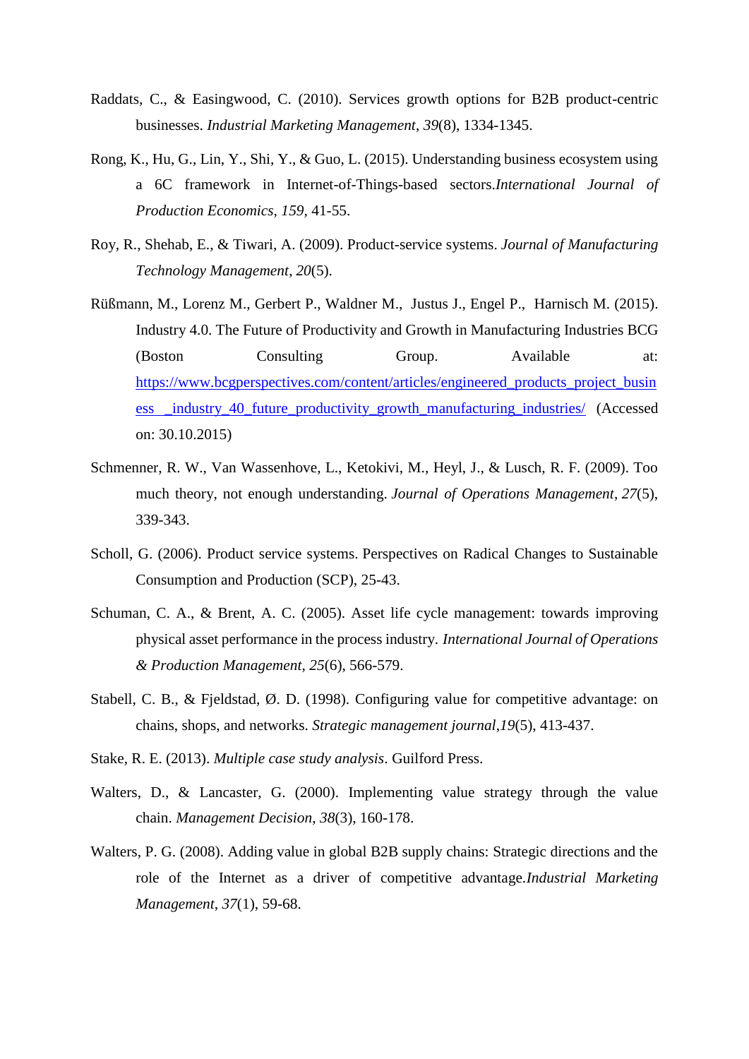Raddats, C., & Easingwood, C. (2010). Services growth options for B2B product-centric businesses. *Industrial Marketing Management*, *39*(8), 1334-1345.

Rong, K., Hu, G., Lin, Y., Shi, Y., & Guo, L. (2015). Understanding business ecosystem using a 6C framework in Internet-of-Things-based sectors.*International Journal of Production Economics*, *159*, 41-55.

Roy, R., Shehab, E., & Tiwari, A. (2009). Product-service systems. *Journal of Manufacturing Technology Management*, *20*(5).

Rüßmann, M., Lorenz M., Gerbert P., Waldner M., Justus J., Engel P., Harnisch M. (2015). Industry 4.0. The Future of Productivity and Growth in Manufacturing Industries BCG (Boston Consulting Group. Available at: https://www.bcgperspectives.com/content/articles/engineered_products_project_business _industry_40_future_productivity_growth_manufacturing_industries/ (Accessed on: 30.10.2015)

Schmenner, R. W., Van Wassenhove, L., Ketokivi, M., Heyl, J., & Lusch, R. F. (2009). Too much theory, not enough understanding. *Journal of Operations Management*, *27*(5), 339-343.

Scholl, G. (2006). Product service systems. Perspectives on Radical Changes to Sustainable Consumption and Production (SCP), 25-43.

Schuman, C. A., & Brent, A. C. (2005). Asset life cycle management: towards improving physical asset performance in the process industry. *International Journal of Operations & Production Management*, *25*(6), 566-579.

Stabell, C. B., & Fjeldstad, Ø. D. (1998). Configuring value for competitive advantage: on chains, shops, and networks. *Strategic management journal*,*19*(5), 413-437.

Stake, R. E. (2013). *Multiple case study analysis*. Guilford Press.

Walters, D., & Lancaster, G. (2000). Implementing value strategy through the value chain. *Management Decision*, *38*(3), 160-178.

Walters, P. G. (2008). Adding value in global B2B supply chains: Strategic directions and the role of the Internet as a driver of competitive advantage.*Industrial Marketing Management*, *37*(1), 59-68.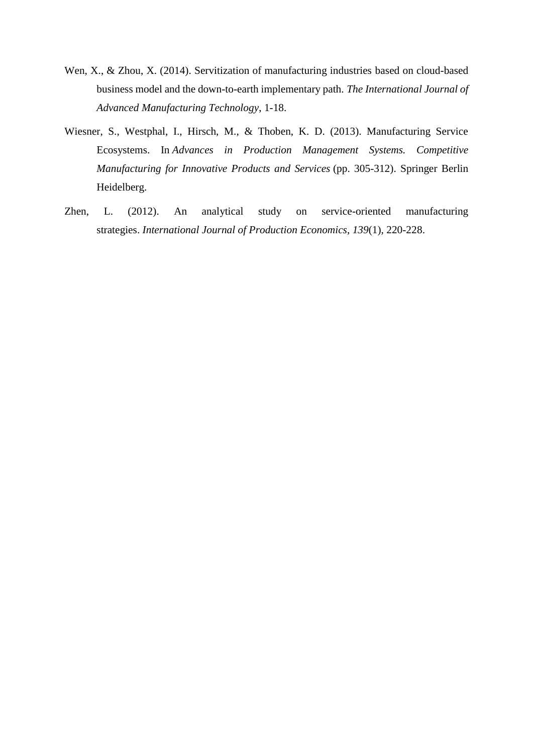Wen, X., & Zhou, X. (2014). Servitization of manufacturing industries based on cloud-based business model and the down-to-earth implementary path. *The International Journal of Advanced Manufacturing Technology*, 1-18.

Wiesner, S., Westphal, I., Hirsch, M., & Thoben, K. D. (2013). Manufacturing Service Ecosystems. In *Advances in Production Management Systems. Competitive Manufacturing for Innovative Products and Services* (pp. 305-312). Springer Berlin Heidelberg.

Zhen, L. (2012). An analytical study on service-oriented manufacturing strategies. *International Journal of Production Economics*, *139*(1), 220-228.